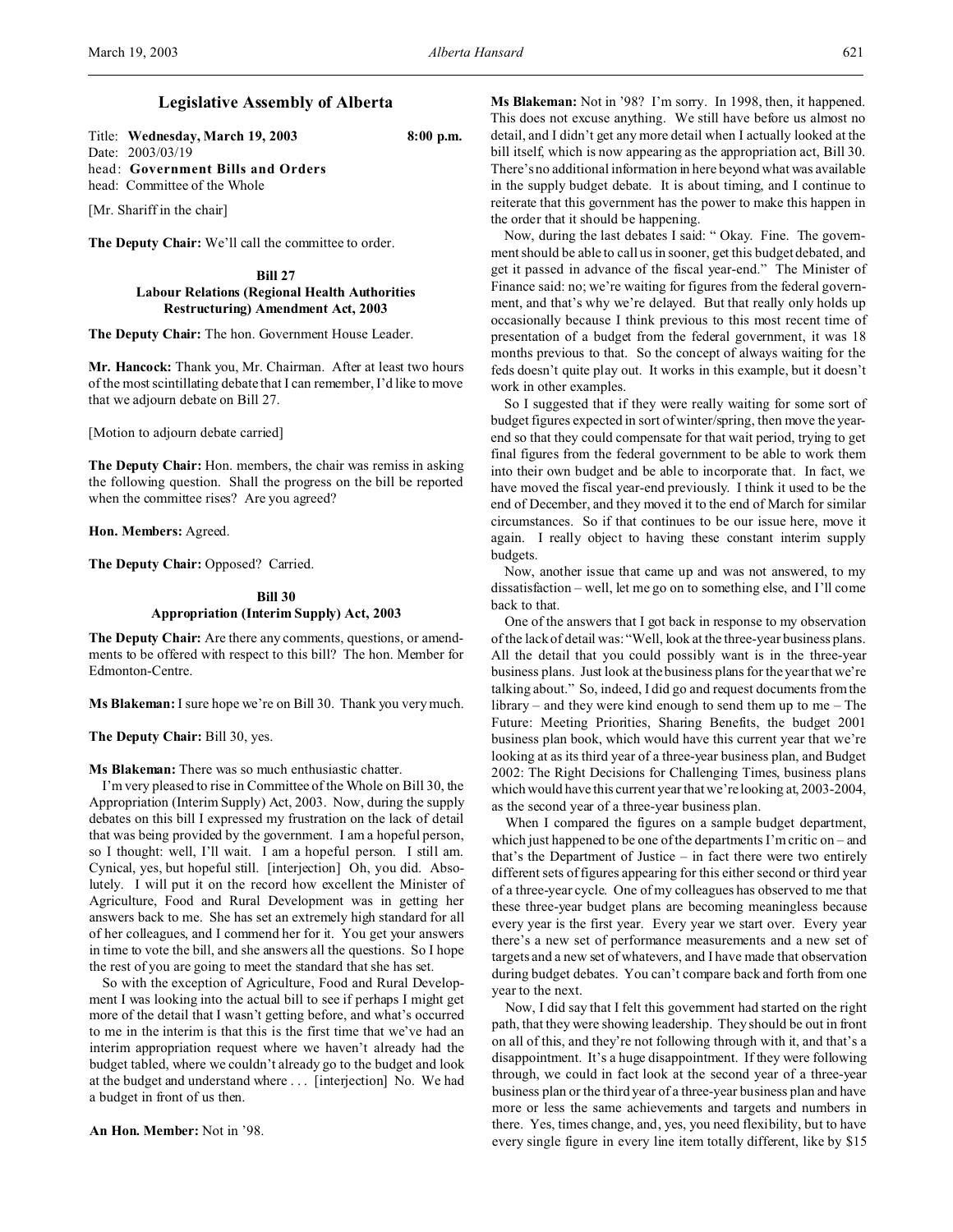# Legislative Assembly of Alberta

Title: **Wednesday, March 19, 2003** **8:00 p.m.**
Date: 2003/03/19
head: **Government Bills and Orders**
head: Committee of the Whole

[Mr. Shariff in the chair]

**The Deputy Chair:** We'll call the committee to order.

### Bill 27
### Labour Relations (Regional Health Authorities Restructuring) Amendment Act, 2003

**The Deputy Chair:** The hon. Government House Leader.

**Mr. Hancock:** Thank you, Mr. Chairman. After at least two hours of the most scintillating debate that I can remember, I'd like to move that we adjourn debate on Bill 27.

[Motion to adjourn debate carried]

**The Deputy Chair:** Hon. members, the chair was remiss in asking the following question. Shall the progress on the bill be reported when the committee rises? Are you agreed?

**Hon. Members:** Agreed.

**The Deputy Chair:** Opposed? Carried.

### Bill 30
### Appropriation (Interim Supply) Act, 2003

**The Deputy Chair:** Are there any comments, questions, or amendments to be offered with respect to this bill? The hon. Member for Edmonton-Centre.

**Ms Blakeman:** I sure hope we're on Bill 30. Thank you very much.

**The Deputy Chair:** Bill 30, yes.

**Ms Blakeman:** There was so much enthusiastic chatter.

I'm very pleased to rise in Committee of the Whole on Bill 30, the Appropriation (Interim Supply) Act, 2003. Now, during the supply debates on this bill I expressed my frustration on the lack of detail that was being provided by the government. I am a hopeful person, so I thought: well, I'll wait. I am a hopeful person. I still am. Cynical, yes, but hopeful still. [interjection] Oh, you did. Absolutely. I will put it on the record how excellent the Minister of Agriculture, Food and Rural Development was in getting her answers back to me. She has set an extremely high standard for all of her colleagues, and I commend her for it. You get your answers in time to vote the bill, and she answers all the questions. So I hope the rest of you are going to meet the standard that she has set.

So with the exception of Agriculture, Food and Rural Development I was looking into the actual bill to see if perhaps I might get more of the detail that I wasn't getting before, and what's occurred to me in the interim is that this is the first time that we've had an interim appropriation request where we haven't already had the budget tabled, where we couldn't already go to the budget and look at the budget and understand where . . . [interjection] No. We had a budget in front of us then.

**An Hon. Member:** Not in '98.

**Ms Blakeman:** Not in '98? I'm sorry. In 1998, then, it happened. This does not excuse anything. We still have before us almost no detail, and I didn't get any more detail when I actually looked at the bill itself, which is now appearing as the appropriation act, Bill 30. There's no additional information in here beyond what was available in the supply budget debate. It is about timing, and I continue to reiterate that this government has the power to make this happen in the order that it should be happening.

Now, during the last debates I said: " Okay. Fine. The government should be able to call us in sooner, get this budget debated, and get it passed in advance of the fiscal year-end." The Minister of Finance said: no; we're waiting for figures from the federal government, and that's why we're delayed. But that really only holds up occasionally because I think previous to this most recent time of presentation of a budget from the federal government, it was 18 months previous to that. So the concept of always waiting for the feds doesn't quite play out. It works in this example, but it doesn't work in other examples.

So I suggested that if they were really waiting for some sort of budget figures expected in sort of winter/spring, then move the year-end so that they could compensate for that wait period, trying to get final figures from the federal government to be able to work them into their own budget and be able to incorporate that. In fact, we have moved the fiscal year-end previously. I think it used to be the end of December, and they moved it to the end of March for similar circumstances. So if that continues to be our issue here, move it again. I really object to having these constant interim supply budgets.

Now, another issue that came up and was not answered, to my dissatisfaction – well, let me go on to something else, and I'll come back to that.

One of the answers that I got back in response to my observation of the lack of detail was: "Well, look at the three-year business plans. All the detail that you could possibly want is in the three-year business plans. Just look at the business plans for the year that we're talking about." So, indeed, I did go and request documents from the library – and they were kind enough to send them up to me – The Future: Meeting Priorities, Sharing Benefits, the budget 2001 business plan book, which would have this current year that we're looking at as its third year of a three-year business plan, and Budget 2002: The Right Decisions for Challenging Times, business plans which would have this current year that we're looking at, 2003-2004, as the second year of a three-year business plan.

When I compared the figures on a sample budget department, which just happened to be one of the departments I'm critic on – and that's the Department of Justice – in fact there were two entirely different sets of figures appearing for this either second or third year of a three-year cycle. One of my colleagues has observed to me that these three-year budget plans are becoming meaningless because every year is the first year. Every year we start over. Every year there's a new set of performance measurements and a new set of targets and a new set of whatevers, and I have made that observation during budget debates. You can't compare back and forth from one year to the next.

Now, I did say that I felt this government had started on the right path, that they were showing leadership. They should be out in front on all of this, and they're not following through with it, and that's a disappointment. It's a huge disappointment. If they were following through, we could in fact look at the second year of a three-year business plan or the third year of a three-year business plan and have more or less the same achievements and targets and numbers in there. Yes, times change, and, yes, you need flexibility, but to have every single figure in every line item totally different, like by $15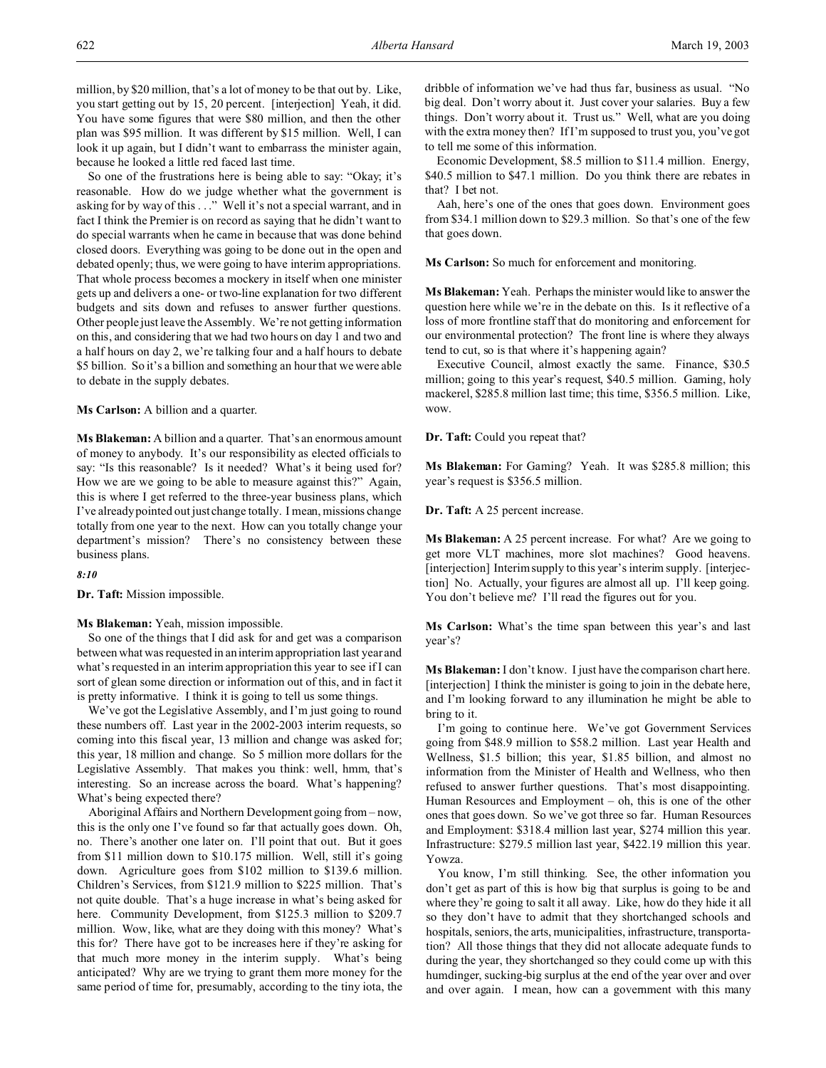million, by $20 million, that's a lot of money to be that out by. Like, you start getting out by 15, 20 percent. [interjection] Yeah, it did. You have some figures that were $80 million, and then the other plan was $95 million. It was different by $15 million. Well, I can look it up again, but I didn't want to embarrass the minister again, because he looked a little red faced last time.

So one of the frustrations here is being able to say: "Okay; it's reasonable. How do we judge whether what the government is asking for by way of this . . ." Well it's not a special warrant, and in fact I think the Premier is on record as saying that he didn't want to do special warrants when he came in because that was done behind closed doors. Everything was going to be done out in the open and debated openly; thus, we were going to have interim appropriations. That whole process becomes a mockery in itself when one minister gets up and delivers a one- or two-line explanation for two different budgets and sits down and refuses to answer further questions. Other people just leave the Assembly. We're not getting information on this, and considering that we had two hours on day 1 and two and a half hours on day 2, we're talking four and a half hours to debate $5 billion. So it's a billion and something an hour that we were able to debate in the supply debates.

**Ms Carlson:** A billion and a quarter.

**Ms Blakeman:** A billion and a quarter. That's an enormous amount of money to anybody. It's our responsibility as elected officials to say: "Is this reasonable? Is it needed? What's it being used for? How we are we going to be able to measure against this?" Again, this is where I get referred to the three-year business plans, which I've already pointed out just change totally. I mean, missions change totally from one year to the next. How can you totally change your department's mission? There's no consistency between these business plans.

*8:10*

**Dr. Taft:** Mission impossible.

**Ms Blakeman:** Yeah, mission impossible.

So one of the things that I did ask for and get was a comparison between what was requested in an interim appropriation last year and what's requested in an interim appropriation this year to see if I can sort of glean some direction or information out of this, and in fact it is pretty informative. I think it is going to tell us some things.

We've got the Legislative Assembly, and I'm just going to round these numbers off. Last year in the 2002-2003 interim requests, so coming into this fiscal year, 13 million and change was asked for; this year, 18 million and change. So 5 million more dollars for the Legislative Assembly. That makes you think: well, hmm, that's interesting. So an increase across the board. What's happening? What's being expected there?

Aboriginal Affairs and Northern Development going from – now, this is the only one I've found so far that actually goes down. Oh, no. There's another one later on. I'll point that out. But it goes from $11 million down to $10.175 million. Well, still it's going down. Agriculture goes from $102 million to $139.6 million. Children's Services, from $121.9 million to $225 million. That's not quite double. That's a huge increase in what's being asked for here. Community Development, from $125.3 million to $209.7 million. Wow, like, what are they doing with this money? What's this for? There have got to be increases here if they're asking for that much more money in the interim supply. What's being anticipated? Why are we trying to grant them more money for the same period of time for, presumably, according to the tiny iota, the dribble of information we've had thus far, business as usual. "No big deal. Don't worry about it. Just cover your salaries. Buy a few things. Don't worry about it. Trust us." Well, what are you doing with the extra money then? If I'm supposed to trust you, you've got to tell me some of this information.

Economic Development, $8.5 million to $11.4 million. Energy, $40.5 million to $47.1 million. Do you think there are rebates in that? I bet not.

Aah, here's one of the ones that goes down. Environment goes from $34.1 million down to $29.3 million. So that's one of the few that goes down.

**Ms Carlson:** So much for enforcement and monitoring.

**Ms Blakeman:** Yeah. Perhaps the minister would like to answer the question here while we're in the debate on this. Is it reflective of a loss of more frontline staff that do monitoring and enforcement for our environmental protection? The front line is where they always tend to cut, so is that where it's happening again?

Executive Council, almost exactly the same. Finance, $30.5 million; going to this year's request, $40.5 million. Gaming, holy mackerel, $285.8 million last time; this time, $356.5 million. Like, wow.

**Dr. Taft:** Could you repeat that?

**Ms Blakeman:** For Gaming? Yeah. It was $285.8 million; this year's request is $356.5 million.

**Dr. Taft:** A 25 percent increase.

**Ms Blakeman:** A 25 percent increase. For what? Are we going to get more VLT machines, more slot machines? Good heavens. [interjection] Interim supply to this year's interim supply. [interjection] No. Actually, your figures are almost all up. I'll keep going. You don't believe me? I'll read the figures out for you.

**Ms Carlson:** What's the time span between this year's and last year's?

**Ms Blakeman:** I don't know. I just have the comparison chart here. [interjection] I think the minister is going to join in the debate here, and I'm looking forward to any illumination he might be able to bring to it.

I'm going to continue here. We've got Government Services going from $48.9 million to $58.2 million. Last year Health and Wellness, $1.5 billion; this year, $1.85 billion, and almost no information from the Minister of Health and Wellness, who then refused to answer further questions. That's most disappointing. Human Resources and Employment – oh, this is one of the other ones that goes down. So we've got three so far. Human Resources and Employment: $318.4 million last year, $274 million this year. Infrastructure: $279.5 million last year, $422.19 million this year. Yowza.

You know, I'm still thinking. See, the other information you don't get as part of this is how big that surplus is going to be and where they're going to salt it all away. Like, how do they hide it all so they don't have to admit that they shortchanged schools and hospitals, seniors, the arts, municipalities, infrastructure, transportation? All those things that they did not allocate adequate funds to during the year, they shortchanged so they could come up with this humdinger, sucking-big surplus at the end of the year over and over and over again. I mean, how can a government with this many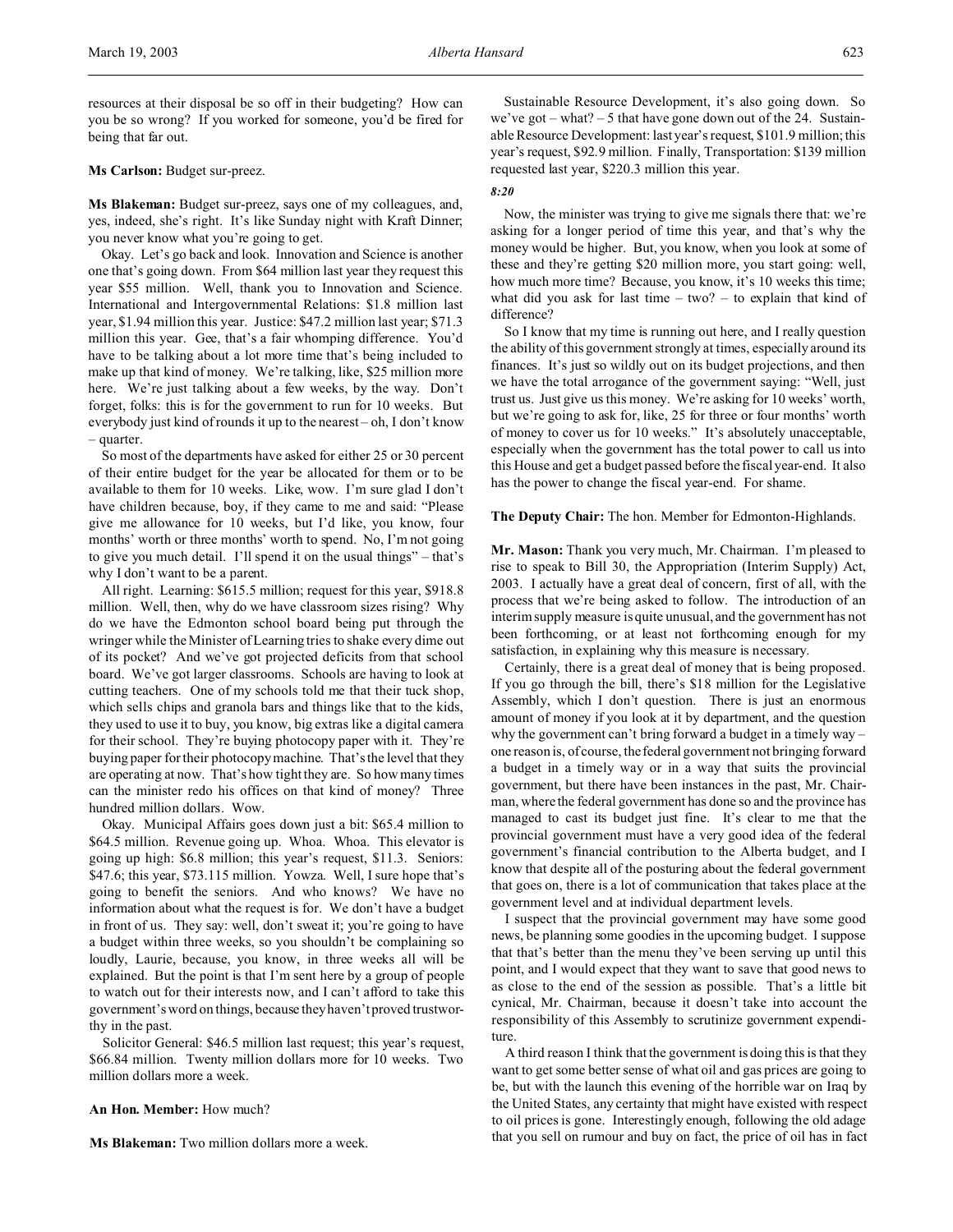resources at their disposal be so off in their budgeting? How can you be so wrong? If you worked for someone, you'd be fired for being that far out.

**Ms Carlson:** Budget sur-preez.

**Ms Blakeman:** Budget sur-preez, says one of my colleagues, and, yes, indeed, she's right. It's like Sunday night with Kraft Dinner; you never know what you're going to get.

Okay. Let's go back and look. Innovation and Science is another one that's going down. From $64 million last year they request this year $55 million. Well, thank you to Innovation and Science. International and Intergovernmental Relations: $1.8 million last year, $1.94 million this year. Justice: $47.2 million last year; $71.3 million this year. Gee, that's a fair whomping difference. You'd have to be talking about a lot more time that's being included to make up that kind of money. We're talking, like, $25 million more here. We're just talking about a few weeks, by the way. Don't forget, folks: this is for the government to run for 10 weeks. But everybody just kind of rounds it up to the nearest – oh, I don't know – quarter.

So most of the departments have asked for either 25 or 30 percent of their entire budget for the year be allocated for them or to be available to them for 10 weeks. Like, wow. I'm sure glad I don't have children because, boy, if they came to me and said: "Please give me allowance for 10 weeks, but I'd like, you know, four months' worth or three months' worth to spend. No, I'm not going to give you much detail. I'll spend it on the usual things" – that's why I don't want to be a parent.

All right. Learning: $615.5 million; request for this year, $918.8 million. Well, then, why do we have classroom sizes rising? Why do we have the Edmonton school board being put through the wringer while the Minister of Learning tries to shake every dime out of its pocket? And we've got projected deficits from that school board. We've got larger classrooms. Schools are having to look at cutting teachers. One of my schools told me that their tuck shop, which sells chips and granola bars and things like that to the kids, they used to use it to buy, you know, big extras like a digital camera for their school. They're buying photocopy paper with it. They're buying paper for their photocopy machine. That's the level that they are operating at now. That's how tight they are. So how many times can the minister redo his offices on that kind of money? Three hundred million dollars. Wow.

Okay. Municipal Affairs goes down just a bit: $65.4 million to $64.5 million. Revenue going up. Whoa. Whoa. This elevator is going up high: $6.8 million; this year's request, $11.3. Seniors: $47.6; this year, $73.115 million. Yowza. Well, I sure hope that's going to benefit the seniors. And who knows? We have no information about what the request is for. We don't have a budget in front of us. They say: well, don't sweat it; you're going to have a budget within three weeks, so you shouldn't be complaining so loudly, Laurie, because, you know, in three weeks all will be explained. But the point is that I'm sent here by a group of people to watch out for their interests now, and I can't afford to take this government's word on things, because they haven't proved trustworthy in the past.

Solicitor General: $46.5 million last request; this year's request, $66.84 million. Twenty million dollars more for 10 weeks. Two million dollars more a week.

**An Hon. Member:** How much?

**Ms Blakeman:** Two million dollars more a week.

Sustainable Resource Development, it's also going down. So we've got – what? – 5 that have gone down out of the 24. Sustainable Resource Development: last year's request, $101.9 million; this year's request, $92.9 million. Finally, Transportation: $139 million requested last year, $220.3 million this year.

*8:20*

Now, the minister was trying to give me signals there that: we're asking for a longer period of time this year, and that's why the money would be higher. But, you know, when you look at some of these and they're getting $20 million more, you start going: well, how much more time? Because, you know, it's 10 weeks this time; what did you ask for last time – two? – to explain that kind of difference?

So I know that my time is running out here, and I really question the ability of this government strongly at times, especially around its finances. It's just so wildly out on its budget projections, and then we have the total arrogance of the government saying: "Well, just trust us. Just give us this money. We're asking for 10 weeks' worth, but we're going to ask for, like, 25 for three or four months' worth of money to cover us for 10 weeks." It's absolutely unacceptable, especially when the government has the total power to call us into this House and get a budget passed before the fiscal year-end. It also has the power to change the fiscal year-end. For shame.

**The Deputy Chair:** The hon. Member for Edmonton-Highlands.

**Mr. Mason:** Thank you very much, Mr. Chairman. I'm pleased to rise to speak to Bill 30, the Appropriation (Interim Supply) Act, 2003. I actually have a great deal of concern, first of all, with the process that we're being asked to follow. The introduction of an interim supply measure is quite unusual, and the government has not been forthcoming, or at least not forthcoming enough for my satisfaction, in explaining why this measure is necessary.

Certainly, there is a great deal of money that is being proposed. If you go through the bill, there's $18 million for the Legislative Assembly, which I don't question. There is just an enormous amount of money if you look at it by department, and the question why the government can't bring forward a budget in a timely way – one reason is, of course, the federal government not bringing forward a budget in a timely way or in a way that suits the provincial government, but there have been instances in the past, Mr. Chairman, where the federal government has done so and the province has managed to cast its budget just fine. It's clear to me that the provincial government must have a very good idea of the federal government's financial contribution to the Alberta budget, and I know that despite all of the posturing about the federal government that goes on, there is a lot of communication that takes place at the government level and at individual department levels.

I suspect that the provincial government may have some good news, be planning some goodies in the upcoming budget. I suppose that that's better than the menu they've been serving up until this point, and I would expect that they want to save that good news to as close to the end of the session as possible. That's a little bit cynical, Mr. Chairman, because it doesn't take into account the responsibility of this Assembly to scrutinize government expenditure.

A third reason I think that the government is doing this is that they want to get some better sense of what oil and gas prices are going to be, but with the launch this evening of the horrible war on Iraq by the United States, any certainty that might have existed with respect to oil prices is gone. Interestingly enough, following the old adage that you sell on rumour and buy on fact, the price of oil has in fact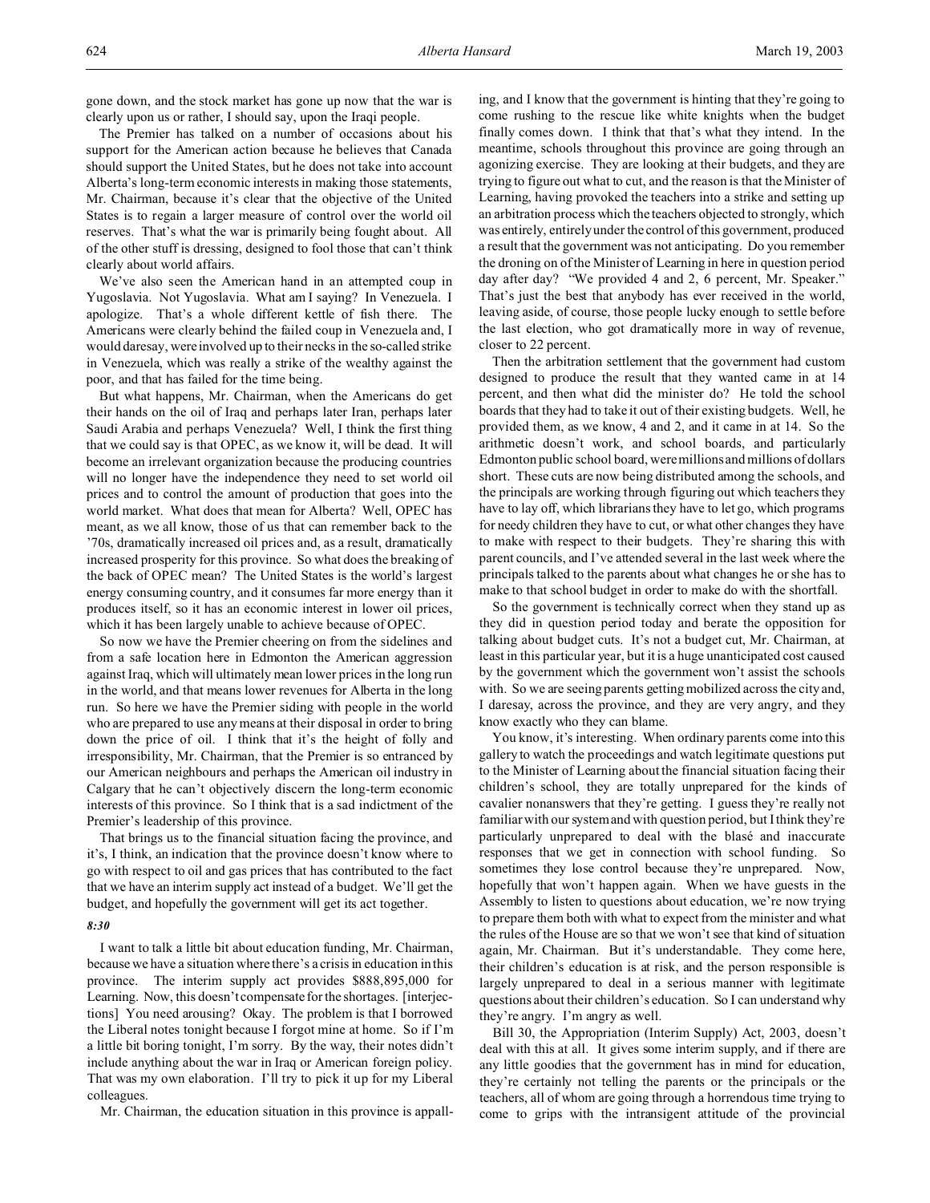gone down, and the stock market has gone up now that the war is clearly upon us or rather, I should say, upon the Iraqi people.

The Premier has talked on a number of occasions about his support for the American action because he believes that Canada should support the United States, but he does not take into account Alberta's long-term economic interests in making those statements, Mr. Chairman, because it's clear that the objective of the United States is to regain a larger measure of control over the world oil reserves. That's what the war is primarily being fought about. All of the other stuff is dressing, designed to fool those that can't think clearly about world affairs.

We've also seen the American hand in an attempted coup in Yugoslavia. Not Yugoslavia. What am I saying? In Venezuela. I apologize. That's a whole different kettle of fish there. The Americans were clearly behind the failed coup in Venezuela and, I would daresay, were involved up to their necks in the so-called strike in Venezuela, which was really a strike of the wealthy against the poor, and that has failed for the time being.

But what happens, Mr. Chairman, when the Americans do get their hands on the oil of Iraq and perhaps later Iran, perhaps later Saudi Arabia and perhaps Venezuela? Well, I think the first thing that we could say is that OPEC, as we know it, will be dead. It will become an irrelevant organization because the producing countries will no longer have the independence they need to set world oil prices and to control the amount of production that goes into the world market. What does that mean for Alberta? Well, OPEC has meant, as we all know, those of us that can remember back to the '70s, dramatically increased oil prices and, as a result, dramatically increased prosperity for this province. So what does the breaking of the back of OPEC mean? The United States is the world's largest energy consuming country, and it consumes far more energy than it produces itself, so it has an economic interest in lower oil prices, which it has been largely unable to achieve because of OPEC.

So now we have the Premier cheering on from the sidelines and from a safe location here in Edmonton the American aggression against Iraq, which will ultimately mean lower prices in the long run in the world, and that means lower revenues for Alberta in the long run. So here we have the Premier siding with people in the world who are prepared to use any means at their disposal in order to bring down the price of oil. I think that it's the height of folly and irresponsibility, Mr. Chairman, that the Premier is so entranced by our American neighbours and perhaps the American oil industry in Calgary that he can't objectively discern the long-term economic interests of this province. So I think that is a sad indictment of the Premier's leadership of this province.

That brings us to the financial situation facing the province, and it's, I think, an indication that the province doesn't know where to go with respect to oil and gas prices that has contributed to the fact that we have an interim supply act instead of a budget. We'll get the budget, and hopefully the government will get its act together.

*8:30*

I want to talk a little bit about education funding, Mr. Chairman, because we have a situation where there's a crisis in education in this province. The interim supply act provides $888,895,000 for Learning. Now, this doesn't compensate for the shortages. [interjections] You need arousing? Okay. The problem is that I borrowed the Liberal notes tonight because I forgot mine at home. So if I'm a little bit boring tonight, I'm sorry. By the way, their notes didn't include anything about the war in Iraq or American foreign policy. That was my own elaboration. I'll try to pick it up for my Liberal colleagues.

Mr. Chairman, the education situation in this province is appalling, and I know that the government is hinting that they're going to come rushing to the rescue like white knights when the budget finally comes down. I think that that's what they intend. In the meantime, schools throughout this province are going through an agonizing exercise. They are looking at their budgets, and they are trying to figure out what to cut, and the reason is that the Minister of Learning, having provoked the teachers into a strike and setting up an arbitration process which the teachers objected to strongly, which was entirely, entirely under the control of this government, produced a result that the government was not anticipating. Do you remember the droning on of the Minister of Learning in here in question period day after day? "We provided 4 and 2, 6 percent, Mr. Speaker." That's just the best that anybody has ever received in the world, leaving aside, of course, those people lucky enough to settle before the last election, who got dramatically more in way of revenue, closer to 22 percent.

Then the arbitration settlement that the government had custom designed to produce the result that they wanted came in at 14 percent, and then what did the minister do? He told the school boards that they had to take it out of their existing budgets. Well, he provided them, as we know, 4 and 2, and it came in at 14. So the arithmetic doesn't work, and school boards, and particularly Edmonton public school board, were millions and millions of dollars short. These cuts are now being distributed among the schools, and the principals are working through figuring out which teachers they have to lay off, which librarians they have to let go, which programs for needy children they have to cut, or what other changes they have to make with respect to their budgets. They're sharing this with parent councils, and I've attended several in the last week where the principals talked to the parents about what changes he or she has to make to that school budget in order to make do with the shortfall.

So the government is technically correct when they stand up as they did in question period today and berate the opposition for talking about budget cuts. It's not a budget cut, Mr. Chairman, at least in this particular year, but it is a huge unanticipated cost caused by the government which the government won't assist the schools with. So we are seeing parents getting mobilized across the city and, I daresay, across the province, and they are very angry, and they know exactly who they can blame.

You know, it's interesting. When ordinary parents come into this gallery to watch the proceedings and watch legitimate questions put to the Minister of Learning about the financial situation facing their children's school, they are totally unprepared for the kinds of cavalier nonanswers that they're getting. I guess they're really not familiar with our system and with question period, but I think they're particularly unprepared to deal with the blasé and inaccurate responses that we get in connection with school funding. So sometimes they lose control because they're unprepared. Now, hopefully that won't happen again. When we have guests in the Assembly to listen to questions about education, we're now trying to prepare them both with what to expect from the minister and what the rules of the House are so that we won't see that kind of situation again, Mr. Chairman. But it's understandable. They come here, their children's education is at risk, and the person responsible is largely unprepared to deal in a serious manner with legitimate questions about their children's education. So I can understand why they're angry. I'm angry as well.

Bill 30, the Appropriation (Interim Supply) Act, 2003, doesn't deal with this at all. It gives some interim supply, and if there are any little goodies that the government has in mind for education, they're certainly not telling the parents or the principals or the teachers, all of whom are going through a horrendous time trying to come to grips with the intransigent attitude of the provincial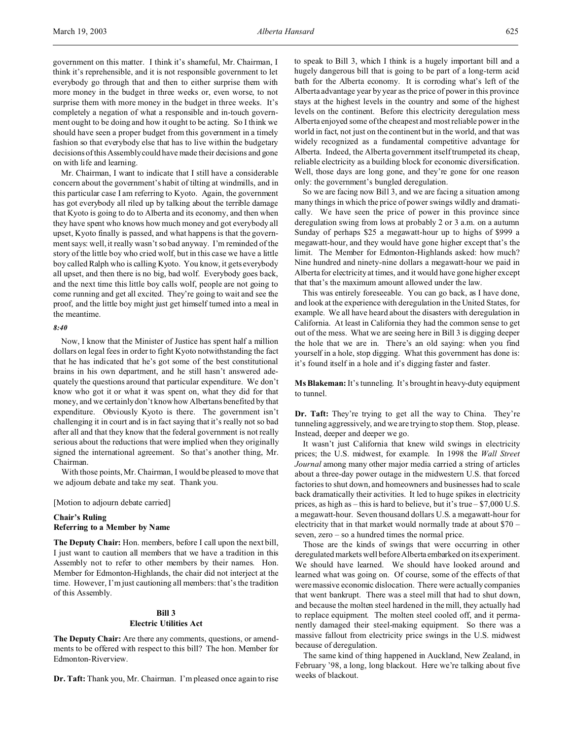government on this matter. I think it's shameful, Mr. Chairman, I think it's reprehensible, and it is not responsible government to let everybody go through that and then to either surprise them with more money in the budget in three weeks or, even worse, to not surprise them with more money in the budget in three weeks. It's completely a negation of what a responsible and in-touch government ought to be doing and how it ought to be acting. So I think we should have seen a proper budget from this government in a timely fashion so that everybody else that has to live within the budgetary decisions of this Assembly could have made their decisions and gone on with life and learning.

Mr. Chairman, I want to indicate that I still have a considerable concern about the government's habit of tilting at windmills, and in this particular case I am referring to Kyoto. Again, the government has got everybody all riled up by talking about the terrible damage that Kyoto is going to do to Alberta and its economy, and then when they have spent who knows how much money and got everybody all upset, Kyoto finally is passed, and what happens is that the government says: well, it really wasn't so bad anyway. I'm reminded of the story of the little boy who cried wolf, but in this case we have a little boy called Ralph who is calling Kyoto. You know, it gets everybody all upset, and then there is no big, bad wolf. Everybody goes back, and the next time this little boy calls wolf, people are not going to come running and get all excited. They're going to wait and see the proof, and the little boy might just get himself turned into a meal in the meantime.

*8:40*

Now, I know that the Minister of Justice has spent half a million dollars on legal fees in order to fight Kyoto notwithstanding the fact that he has indicated that he's got some of the best constitutional brains in his own department, and he still hasn't answered adequately the questions around that particular expenditure. We don't know who got it or what it was spent on, what they did for that money, and we certainly don't know how Albertans benefited by that expenditure. Obviously Kyoto is there. The government isn't challenging it in court and is in fact saying that it's really not so bad after all and that they know that the federal government is not really serious about the reductions that were implied when they originally signed the international agreement. So that's another thing, Mr. Chairman.

With those points, Mr. Chairman, I would be pleased to move that we adjourn debate and take my seat. Thank you.

[Motion to adjourn debate carried]

**Chair's Ruling**
**Referring to a Member by Name**

**The Deputy Chair:** Hon. members, before I call upon the next bill, I just want to caution all members that we have a tradition in this Assembly not to refer to other members by their names. Hon. Member for Edmonton-Highlands, the chair did not interject at the time. However, I'm just cautioning all members: that's the tradition of this Assembly.

### Bill 3
### Electric Utilities Act

**The Deputy Chair:** Are there any comments, questions, or amendments to be offered with respect to this bill? The hon. Member for Edmonton-Riverview.

**Dr. Taft:** Thank you, Mr. Chairman. I'm pleased once again to rise to speak to Bill 3, which I think is a hugely important bill and a hugely dangerous bill that is going to be part of a long-term acid bath for the Alberta economy. It is corroding what's left of the Alberta advantage year by year as the price of power in this province stays at the highest levels in the country and some of the highest levels on the continent. Before this electricity deregulation mess Alberta enjoyed some of the cheapest and most reliable power in the world in fact, not just on the continent but in the world, and that was widely recognized as a fundamental competitive advantage for Alberta. Indeed, the Alberta government itself trumpeted its cheap, reliable electricity as a building block for economic diversification. Well, those days are long gone, and they're gone for one reason only: the government's bungled deregulation.

So we are facing now Bill 3, and we are facing a situation among many things in which the price of power swings wildly and dramatically. We have seen the price of power in this province since deregulation swing from lows at probably 2 or 3 a.m. on a autumn Sunday of perhaps $25 a megawatt-hour up to highs of $999 a megawatt-hour, and they would have gone higher except that's the limit. The Member for Edmonton-Highlands asked: how much? Nine hundred and ninety-nine dollars a megawatt-hour we paid in Alberta for electricity at times, and it would have gone higher except that that's the maximum amount allowed under the law.

This was entirely foreseeable. You can go back, as I have done, and look at the experience with deregulation in the United States, for example. We all have heard about the disasters with deregulation in California. At least in California they had the common sense to get out of the mess. What we are seeing here in Bill 3 is digging deeper the hole that we are in. There's an old saying: when you find yourself in a hole, stop digging. What this government has done is: it's found itself in a hole and it's digging faster and faster.

**Ms Blakeman:** It's tunneling. It's brought in heavy-duty equipment to tunnel.

**Dr. Taft:** They're trying to get all the way to China. They're tunneling aggressively, and we are trying to stop them. Stop, please. Instead, deeper and deeper we go.

It wasn't just California that knew wild swings in electricity prices; the U.S. midwest, for example. In 1998 the *Wall Street Journal* among many other major media carried a string of articles about a three-day power outage in the midwestern U.S. that forced factories to shut down, and homeowners and businesses had to scale back dramatically their activities. It led to huge spikes in electricity prices, as high as – this is hard to believe, but it's true – $7,000 U.S. a megawatt-hour. Seven thousand dollars U.S. a megawatt-hour for electricity that in that market would normally trade at about $70 – seven, zero – so a hundred times the normal price.

Those are the kinds of swings that were occurring in other deregulated markets well before Alberta embarked on its experiment. We should have learned. We should have looked around and learned what was going on. Of course, some of the effects of that were massive economic dislocation. There were actually companies that went bankrupt. There was a steel mill that had to shut down, and because the molten steel hardened in the mill, they actually had to replace equipment. The molten steel cooled off, and it permanently damaged their steel-making equipment. So there was a massive fallout from electricity price swings in the U.S. midwest because of deregulation.

The same kind of thing happened in Auckland, New Zealand, in February '98, a long, long blackout. Here we're talking about five weeks of blackout.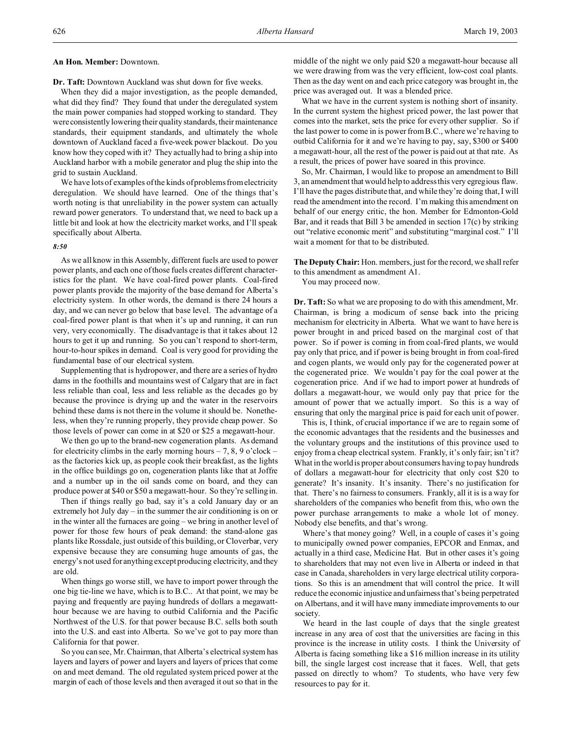**An Hon. Member:** Downtown.

**Dr. Taft:** Downtown Auckland was shut down for five weeks.

When they did a major investigation, as the people demanded, what did they find? They found that under the deregulated system the main power companies had stopped working to standard. They were consistently lowering their quality standards, their maintenance standards, their equipment standards, and ultimately the whole downtown of Auckland faced a five-week power blackout. Do you know how they coped with it? They actually had to bring a ship into Auckland harbor with a mobile generator and plug the ship into the grid to sustain Auckland.

We have lots of examples of the kinds of problems from electricity deregulation. We should have learned. One of the things that's worth noting is that unreliability in the power system can actually reward power generators. To understand that, we need to back up a little bit and look at how the electricity market works, and I'll speak specifically about Alberta.

*8:50*

As we all know in this Assembly, different fuels are used to power power plants, and each one of those fuels creates different characteristics for the plant. We have coal-fired power plants. Coal-fired power plants provide the majority of the base demand for Alberta's electricity system. In other words, the demand is there 24 hours a day, and we can never go below that base level. The advantage of a coal-fired power plant is that when it's up and running, it can run very, very economically. The disadvantage is that it takes about 12 hours to get it up and running. So you can't respond to short-term, hour-to-hour spikes in demand. Coal is very good for providing the fundamental base of our electrical system.

Supplementing that is hydropower, and there are a series of hydro dams in the foothills and mountains west of Calgary that are in fact less reliable than coal, less and less reliable as the decades go by because the province is drying up and the water in the reservoirs behind these dams is not there in the volume it should be. Nonetheless, when they're running properly, they provide cheap power. So those levels of power can come in at $20 or $25 a megawatt-hour.

We then go up to the brand-new cogeneration plants. As demand for electricity climbs in the early morning hours – 7, 8, 9 o'clock – as the factories kick up, as people cook their breakfast, as the lights in the office buildings go on, cogeneration plants like that at Joffre and a number up in the oil sands come on board, and they can produce power at $40 or $50 a megawatt-hour. So they're selling in.

Then if things really go bad, say it's a cold January day or an extremely hot July day – in the summer the air conditioning is on or in the winter all the furnaces are going – we bring in another level of power for those few hours of peak demand: the stand-alone gas plants like Rossdale, just outside of this building, or Cloverbar, very expensive because they are consuming huge amounts of gas, the energy's not used for anything except producing electricity, and they are old.

When things go worse still, we have to import power through the one big tie-line we have, which is to B.C.. At that point, we may be paying and frequently are paying hundreds of dollars a megawatt-hour because we are having to outbid California and the Pacific Northwest of the U.S. for that power because B.C. sells both south into the U.S. and east into Alberta. So we've got to pay more than California for that power.

So you can see, Mr. Chairman, that Alberta's electrical system has layers and layers of power and layers and layers of prices that come on and meet demand. The old regulated system priced power at the margin of each of those levels and then averaged it out so that in the middle of the night we only paid $20 a megawatt-hour because all we were drawing from was the very efficient, low-cost coal plants. Then as the day went on and each price category was brought in, the price was averaged out. It was a blended price.

What we have in the current system is nothing short of insanity. In the current system the highest priced power, the last power that comes into the market, sets the price for every other supplier. So if the last power to come in is power from B.C., where we're having to outbid California for it and we're having to pay, say, $300 or $400 a megawatt-hour, all the rest of the power is paid out at that rate. As a result, the prices of power have soared in this province.

So, Mr. Chairman, I would like to propose an amendment to Bill 3, an amendment that would help to address this very egregious flaw. I'll have the pages distribute that, and while they're doing that, I will read the amendment into the record. I'm making this amendment on behalf of our energy critic, the hon. Member for Edmonton-Gold Bar, and it reads that Bill 3 be amended in section 17(c) by striking out "relative economic merit" and substituting "marginal cost." I'll wait a moment for that to be distributed.

**The Deputy Chair:** Hon. members, just for the record, we shall refer to this amendment as amendment A1.

You may proceed now.

**Dr. Taft:** So what we are proposing to do with this amendment, Mr. Chairman, is bring a modicum of sense back into the pricing mechanism for electricity in Alberta. What we want to have here is power brought in and priced based on the marginal cost of that power. So if power is coming in from coal-fired plants, we would pay only that price, and if power is being brought in from coal-fired and cogen plants, we would only pay for the cogenerated power at the cogenerated price. We wouldn't pay for the coal power at the cogeneration price. And if we had to import power at hundreds of dollars a megawatt-hour, we would only pay that price for the amount of power that we actually import. So this is a way of ensuring that only the marginal price is paid for each unit of power.

This is, I think, of crucial importance if we are to regain some of the economic advantages that the residents and the businesses and the voluntary groups and the institutions of this province used to enjoy from a cheap electrical system. Frankly, it's only fair; isn't it? What in the world is proper about consumers having to pay hundreds of dollars a megawatt-hour for electricity that only cost $20 to generate? It's insanity. It's insanity. There's no justification for that. There's no fairness to consumers. Frankly, all it is is a way for shareholders of the companies who benefit from this, who own the power purchase arrangements to make a whole lot of money. Nobody else benefits, and that's wrong.

Where's that money going? Well, in a couple of cases it's going to municipally owned power companies, EPCOR and Enmax, and actually in a third case, Medicine Hat. But in other cases it's going to shareholders that may not even live in Alberta or indeed in that case in Canada, shareholders in very large electrical utility corporations. So this is an amendment that will control the price. It will reduce the economic injustice and unfairness that's being perpetrated on Albertans, and it will have many immediate improvements to our society.

We heard in the last couple of days that the single greatest increase in any area of cost that the universities are facing in this province is the increase in utility costs. I think the University of Alberta is facing something like a $16 million increase in its utility bill, the single largest cost increase that it faces. Well, that gets passed on directly to whom? To students, who have very few resources to pay for it.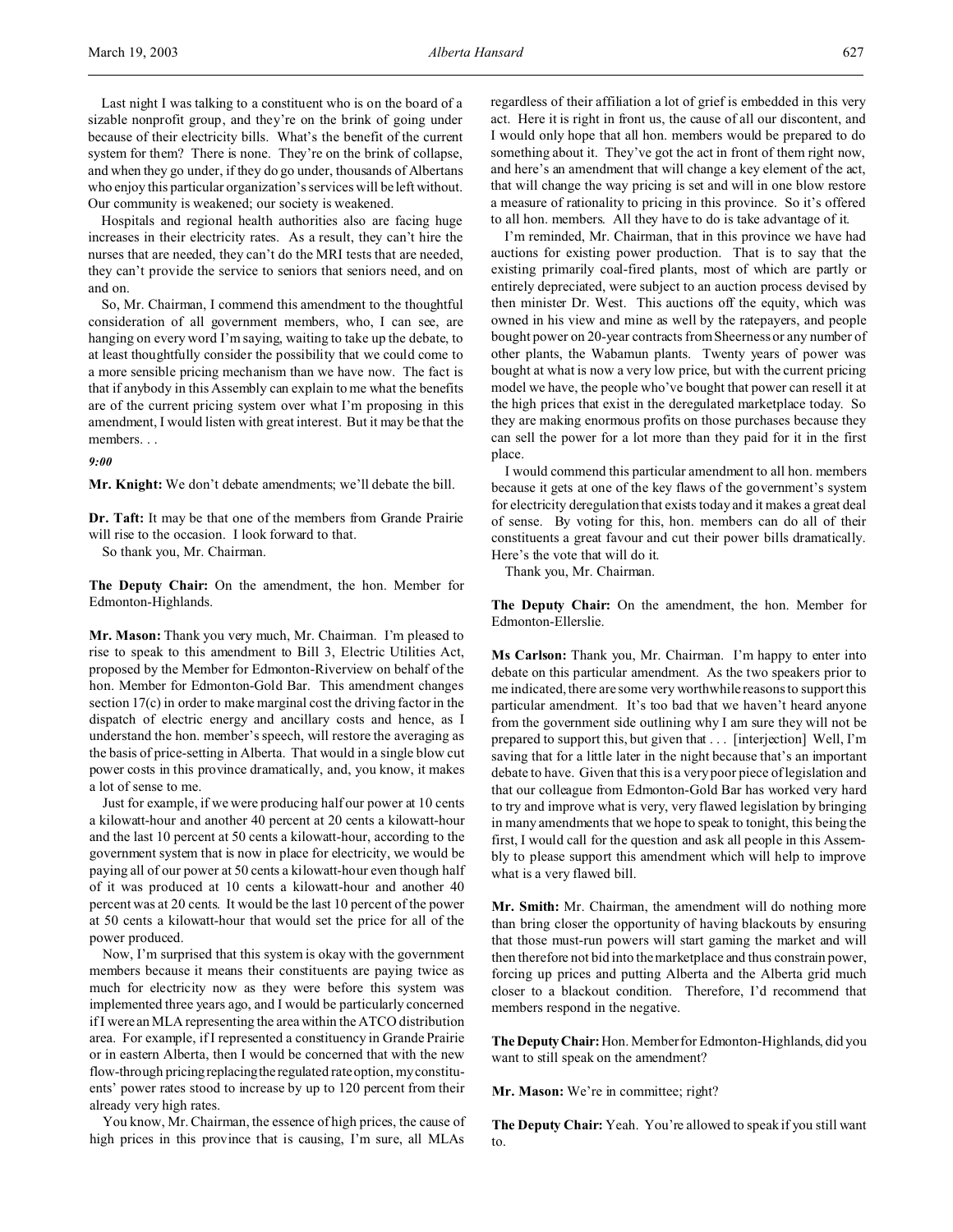Last night I was talking to a constituent who is on the board of a sizable nonprofit group, and they're on the brink of going under because of their electricity bills. What's the benefit of the current system for them? There is none. They're on the brink of collapse, and when they go under, if they do go under, thousands of Albertans who enjoy this particular organization's services will be left without. Our community is weakened; our society is weakened.

Hospitals and regional health authorities also are facing huge increases in their electricity rates. As a result, they can't hire the nurses that are needed, they can't do the MRI tests that are needed, they can't provide the service to seniors that seniors need, and on and on.

So, Mr. Chairman, I commend this amendment to the thoughtful consideration of all government members, who, I can see, are hanging on every word I'm saying, waiting to take up the debate, to at least thoughtfully consider the possibility that we could come to a more sensible pricing mechanism than we have now. The fact is that if anybody in this Assembly can explain to me what the benefits are of the current pricing system over what I'm proposing in this amendment, I would listen with great interest. But it may be that the members. . .

*9:00*

**Mr. Knight:** We don't debate amendments; we'll debate the bill.

**Dr. Taft:** It may be that one of the members from Grande Prairie will rise to the occasion. I look forward to that.

So thank you, Mr. Chairman.

**The Deputy Chair:** On the amendment, the hon. Member for Edmonton-Highlands.

**Mr. Mason:** Thank you very much, Mr. Chairman. I'm pleased to rise to speak to this amendment to Bill 3, Electric Utilities Act, proposed by the Member for Edmonton-Riverview on behalf of the hon. Member for Edmonton-Gold Bar. This amendment changes section 17(c) in order to make marginal cost the driving factor in the dispatch of electric energy and ancillary costs and hence, as I understand the hon. member's speech, will restore the averaging as the basis of price-setting in Alberta. That would in a single blow cut power costs in this province dramatically, and, you know, it makes a lot of sense to me.

Just for example, if we were producing half our power at 10 cents a kilowatt-hour and another 40 percent at 20 cents a kilowatt-hour and the last 10 percent at 50 cents a kilowatt-hour, according to the government system that is now in place for electricity, we would be paying all of our power at 50 cents a kilowatt-hour even though half of it was produced at 10 cents a kilowatt-hour and another 40 percent was at 20 cents. It would be the last 10 percent of the power at 50 cents a kilowatt-hour that would set the price for all of the power produced.

Now, I'm surprised that this system is okay with the government members because it means their constituents are paying twice as much for electricity now as they were before this system was implemented three years ago, and I would be particularly concerned if I were an MLA representing the area within the ATCO distribution area. For example, if I represented a constituency in Grande Prairie or in eastern Alberta, then I would be concerned that with the new flow-through pricing replacing the regulated rate option, my constituents' power rates stood to increase by up to 120 percent from their already very high rates.

You know, Mr. Chairman, the essence of high prices, the cause of high prices in this province that is causing, I'm sure, all MLAs regardless of their affiliation a lot of grief is embedded in this very act. Here it is right in front us, the cause of all our discontent, and I would only hope that all hon. members would be prepared to do something about it. They've got the act in front of them right now, and here's an amendment that will change a key element of the act, that will change the way pricing is set and will in one blow restore a measure of rationality to pricing in this province. So it's offered to all hon. members. All they have to do is take advantage of it.

I'm reminded, Mr. Chairman, that in this province we have had auctions for existing power production. That is to say that the existing primarily coal-fired plants, most of which are partly or entirely depreciated, were subject to an auction process devised by then minister Dr. West. This auctions off the equity, which was owned in his view and mine as well by the ratepayers, and people bought power on 20-year contracts from Sheerness or any number of other plants, the Wabamun plants. Twenty years of power was bought at what is now a very low price, but with the current pricing model we have, the people who've bought that power can resell it at the high prices that exist in the deregulated marketplace today. So they are making enormous profits on those purchases because they can sell the power for a lot more than they paid for it in the first place.

I would commend this particular amendment to all hon. members because it gets at one of the key flaws of the government's system for electricity deregulation that exists today and it makes a great deal of sense. By voting for this, hon. members can do all of their constituents a great favour and cut their power bills dramatically. Here's the vote that will do it.

Thank you, Mr. Chairman.

**The Deputy Chair:** On the amendment, the hon. Member for Edmonton-Ellerslie.

**Ms Carlson:** Thank you, Mr. Chairman. I'm happy to enter into debate on this particular amendment. As the two speakers prior to me indicated, there are some very worthwhile reasons to support this particular amendment. It's too bad that we haven't heard anyone from the government side outlining why I am sure they will not be prepared to support this, but given that . . . [interjection] Well, I'm saving that for a little later in the night because that's an important debate to have. Given that this is a very poor piece of legislation and that our colleague from Edmonton-Gold Bar has worked very hard to try and improve what is very, very flawed legislation by bringing in many amendments that we hope to speak to tonight, this being the first, I would call for the question and ask all people in this Assembly to please support this amendment which will help to improve what is a very flawed bill.

**Mr. Smith:** Mr. Chairman, the amendment will do nothing more than bring closer the opportunity of having blackouts by ensuring that those must-run powers will start gaming the market and will then therefore not bid into the marketplace and thus constrain power, forcing up prices and putting Alberta and the Alberta grid much closer to a blackout condition. Therefore, I'd recommend that members respond in the negative.

**The Deputy Chair:** Hon. Member for Edmonton-Highlands, did you want to still speak on the amendment?

**Mr. Mason:** We're in committee; right?

**The Deputy Chair:** Yeah. You're allowed to speak if you still want to.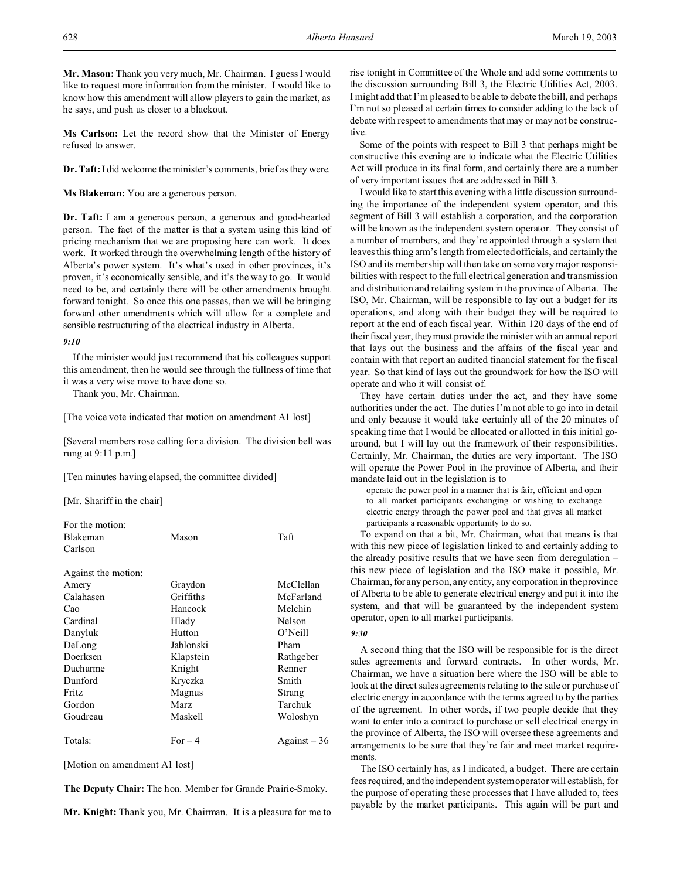**Mr. Mason:** Thank you very much, Mr. Chairman. I guess I would like to request more information from the minister. I would like to know how this amendment will allow players to gain the market, as he says, and push us closer to a blackout.

**Ms Carlson:** Let the record show that the Minister of Energy refused to answer.

**Dr. Taft:** I did welcome the minister's comments, brief as they were.

**Ms Blakeman:** You are a generous person.

**Dr. Taft:** I am a generous person, a generous and good-hearted person. The fact of the matter is that a system using this kind of pricing mechanism that we are proposing here can work. It does work. It worked through the overwhelming length of the history of Alberta's power system. It's what's used in other provinces, it's proven, it's economically sensible, and it's the way to go. It would need to be, and certainly there will be other amendments brought forward tonight. So once this one passes, then we will be bringing forward other amendments which will allow for a complete and sensible restructuring of the electrical industry in Alberta.

*9:10*

If the minister would just recommend that his colleagues support this amendment, then he would see through the fullness of time that it was a very wise move to have done so.

Thank you, Mr. Chairman.

[The voice vote indicated that motion on amendment A1 lost]

[Several members rose calling for a division. The division bell was rung at 9:11 p.m.]

[Ten minutes having elapsed, the committee divided]

[Mr. Shariff in the chair]

For the motion:

| | | |
|---|---|---|
| Blakeman | Mason | Taft |
| Carlson | | |

Against the motion:

| | | |
|---|---|---|
| Amery | Graydon | McClellan |
| Calahasen | Griffiths | McFarland |
| Cao | Hancock | Melchin |
| Cardinal | Hlady | Nelson |
| Danyluk | Hutton | O'Neill |
| DeLong | Jablonski | Pham |
| Doerksen | Klapstein | Rathgeber |
| Ducharme | Knight | Renner |
| Dunford | Kryczka | Smith |
| Fritz | Magnus | Strang |
| Gordon | Marz | Tarchuk |
| Goudreau | Maskell | Woloshyn |

| | | |
|---|---|---|
| Totals: | For – 4 | Against – 36 |

[Motion on amendment A1 lost]

**The Deputy Chair:** The hon. Member for Grande Prairie-Smoky.

**Mr. Knight:** Thank you, Mr. Chairman. It is a pleasure for me to rise tonight in Committee of the Whole and add some comments to the discussion surrounding Bill 3, the Electric Utilities Act, 2003. I might add that I'm pleased to be able to debate the bill, and perhaps I'm not so pleased at certain times to consider adding to the lack of debate with respect to amendments that may or may not be constructive.

Some of the points with respect to Bill 3 that perhaps might be constructive this evening are to indicate what the Electric Utilities Act will produce in its final form, and certainly there are a number of very important issues that are addressed in Bill 3.

I would like to start this evening with a little discussion surrounding the importance of the independent system operator, and this segment of Bill 3 will establish a corporation, and the corporation will be known as the independent system operator. They consist of a number of members, and they're appointed through a system that leaves this thing arm's length from elected officials, and certainly the ISO and its membership will then take on some very major responsibilities with respect to the full electrical generation and transmission and distribution and retailing system in the province of Alberta. The ISO, Mr. Chairman, will be responsible to lay out a budget for its operations, and along with their budget they will be required to report at the end of each fiscal year. Within 120 days of the end of their fiscal year, they must provide the minister with an annual report that lays out the business and the affairs of the fiscal year and contain with that report an audited financial statement for the fiscal year. So that kind of lays out the groundwork for how the ISO will operate and who it will consist of.

They have certain duties under the act, and they have some authorities under the act. The duties I'm not able to go into in detail and only because it would take certainly all of the 20 minutes of speaking time that I would be allocated or allotted in this initial go-around, but I will lay out the framework of their responsibilities. Certainly, Mr. Chairman, the duties are very important. The ISO will operate the Power Pool in the province of Alberta, and their mandate laid out in the legislation is to

> operate the power pool in a manner that is fair, efficient and open to all market participants exchanging or wishing to exchange electric energy through the power pool and that gives all market participants a reasonable opportunity to do so.

To expand on that a bit, Mr. Chairman, what that means is that with this new piece of legislation linked to and certainly adding to the already positive results that we have seen from deregulation – this new piece of legislation and the ISO make it possible, Mr. Chairman, for any person, any entity, any corporation in the province of Alberta to be able to generate electrical energy and put it into the system, and that will be guaranteed by the independent system operator, open to all market participants.

*9:30*

A second thing that the ISO will be responsible for is the direct sales agreements and forward contracts. In other words, Mr. Chairman, we have a situation here where the ISO will be able to look at the direct sales agreements relating to the sale or purchase of electric energy in accordance with the terms agreed to by the parties of the agreement. In other words, if two people decide that they want to enter into a contract to purchase or sell electrical energy in the province of Alberta, the ISO will oversee these agreements and arrangements to be sure that they're fair and meet market requirements.

The ISO certainly has, as I indicated, a budget. There are certain fees required, and the independent system operator will establish, for the purpose of operating these processes that I have alluded to, fees payable by the market participants. This again will be part and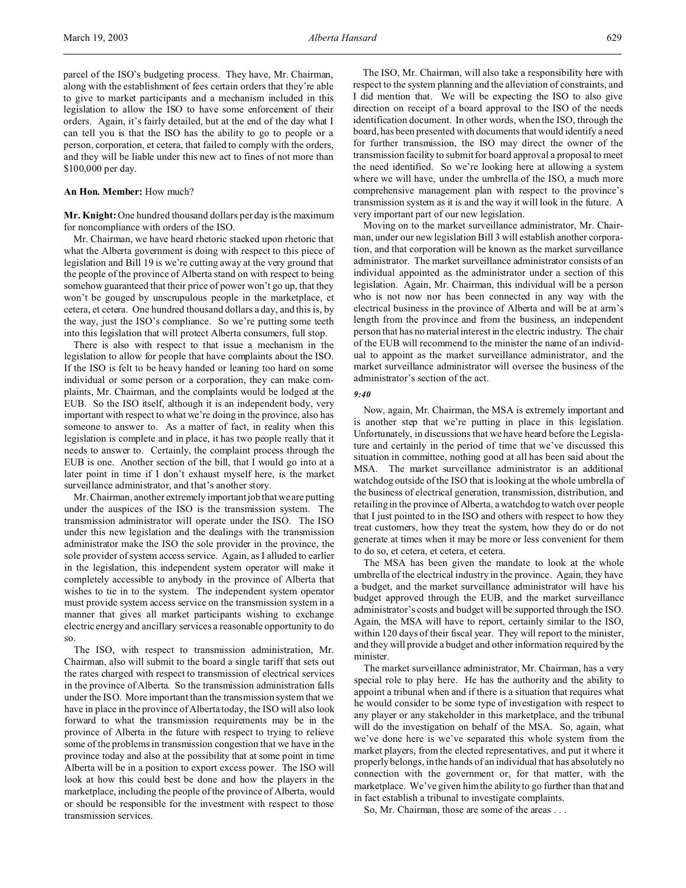parcel of the ISO's budgeting process. They have, Mr. Chairman, along with the establishment of fees certain orders that they're able to give to market participants and a mechanism included in this legislation to allow the ISO to have some enforcement of their orders. Again, it's fairly detailed, but at the end of the day what I can tell you is that the ISO has the ability to go to people or a person, corporation, et cetera, that failed to comply with the orders, and they will be liable under this new act to fines of not more than $100,000 per day.

**An Hon. Member:** How much?

**Mr. Knight:** One hundred thousand dollars per day is the maximum for noncompliance with orders of the ISO.

Mr. Chairman, we have heard rhetoric stacked upon rhetoric that what the Alberta government is doing with respect to this piece of legislation and Bill 19 is we're cutting away at the very ground that the people of the province of Alberta stand on with respect to being somehow guaranteed that their price of power won't go up, that they won't be gouged by unscrupulous people in the marketplace, et cetera, et cetera. One hundred thousand dollars a day, and this is, by the way, just the ISO's compliance. So we're putting some teeth into this legislation that will protect Alberta consumers, full stop.

There is also with respect to that issue a mechanism in the legislation to allow for people that have complaints about the ISO. If the ISO is felt to be heavy handed or leaning too hard on some individual or some person or a corporation, they can make complaints, Mr. Chairman, and the complaints would be lodged at the EUB. So the ISO itself, although it is an independent body, very important with respect to what we're doing in the province, also has someone to answer to. As a matter of fact, in reality when this legislation is complete and in place, it has two people really that it needs to answer to. Certainly, the complaint process through the EUB is one. Another section of the bill, that I would go into at a later point in time if I don't exhaust myself here, is the market surveillance administrator, and that's another story.

Mr. Chairman, another extremely important job that we are putting under the auspices of the ISO is the transmission system. The transmission administrator will operate under the ISO. The ISO under this new legislation and the dealings with the transmission administrator make the ISO the sole provider in the province, the sole provider of system access service. Again, as I alluded to earlier in the legislation, this independent system operator will make it completely accessible to anybody in the province of Alberta that wishes to tie in to the system. The independent system operator must provide system access service on the transmission system in a manner that gives all market participants wishing to exchange electric energy and ancillary services a reasonable opportunity to do so.

The ISO, with respect to transmission administration, Mr. Chairman, also will submit to the board a single tariff that sets out the rates charged with respect to transmission of electrical services in the province of Alberta. So the transmission administration falls under the ISO. More important than the transmission system that we have in place in the province of Alberta today, the ISO will also look forward to what the transmission requirements may be in the province of Alberta in the future with respect to trying to relieve some of the problems in transmission congestion that we have in the province today and also at the possibility that at some point in time Alberta will be in a position to export excess power. The ISO will look at how this could best be done and how the players in the marketplace, including the people of the province of Alberta, would or should be responsible for the investment with respect to those transmission services.

The ISO, Mr. Chairman, will also take a responsibility here with respect to the system planning and the alleviation of constraints, and I did mention that. We will be expecting the ISO to also give direction on receipt of a board approval to the ISO of the needs identification document. In other words, when the ISO, through the board, has been presented with documents that would identify a need for further transmission, the ISO may direct the owner of the transmission facility to submit for board approval a proposal to meet the need identified. So we're looking here at allowing a system where we will have, under the umbrella of the ISO, a much more comprehensive management plan with respect to the province's transmission system as it is and the way it will look in the future. A very important part of our new legislation.

Moving on to the market surveillance administrator, Mr. Chairman, under our new legislation Bill 3 will establish another corporation, and that corporation will be known as the market surveillance administrator. The market surveillance administrator consists of an individual appointed as the administrator under a section of this legislation. Again, Mr. Chairman, this individual will be a person who is not now nor has been connected in any way with the electrical business in the province of Alberta and will be at arm's length from the province and from the business, an independent person that has no material interest in the electric industry. The chair of the EUB will recommend to the minister the name of an individual to appoint as the market surveillance administrator, and the market surveillance administrator will oversee the business of the administrator's section of the act.

*9:40*

Now, again, Mr. Chairman, the MSA is extremely important and is another step that we're putting in place in this legislation. Unfortunately, in discussions that we have heard before the Legislature and certainly in the period of time that we've discussed this situation in committee, nothing good at all has been said about the MSA. The market surveillance administrator is an additional watchdog outside of the ISO that is looking at the whole umbrella of the business of electrical generation, transmission, distribution, and retailing in the province of Alberta, a watchdog to watch over people that I just pointed to in the ISO and others with respect to how they treat customers, how they treat the system, how they do or do not generate at times when it may be more or less convenient for them to do so, et cetera, et cetera, et cetera.

The MSA has been given the mandate to look at the whole umbrella of the electrical industry in the province. Again, they have a budget, and the market surveillance administrator will have his budget approved through the EUB, and the market surveillance administrator's costs and budget will be supported through the ISO. Again, the MSA will have to report, certainly similar to the ISO, within 120 days of their fiscal year. They will report to the minister, and they will provide a budget and other information required by the minister.

The market surveillance administrator, Mr. Chairman, has a very special role to play here. He has the authority and the ability to appoint a tribunal when and if there is a situation that requires what he would consider to be some type of investigation with respect to any player or any stakeholder in this marketplace, and the tribunal will do the investigation on behalf of the MSA. So, again, what we've done here is we've separated this whole system from the market players, from the elected representatives, and put it where it properly belongs, in the hands of an individual that has absolutely no connection with the government or, for that matter, with the marketplace. We've given him the ability to go further than that and in fact establish a tribunal to investigate complaints.

So, Mr. Chairman, those are some of the areas . . .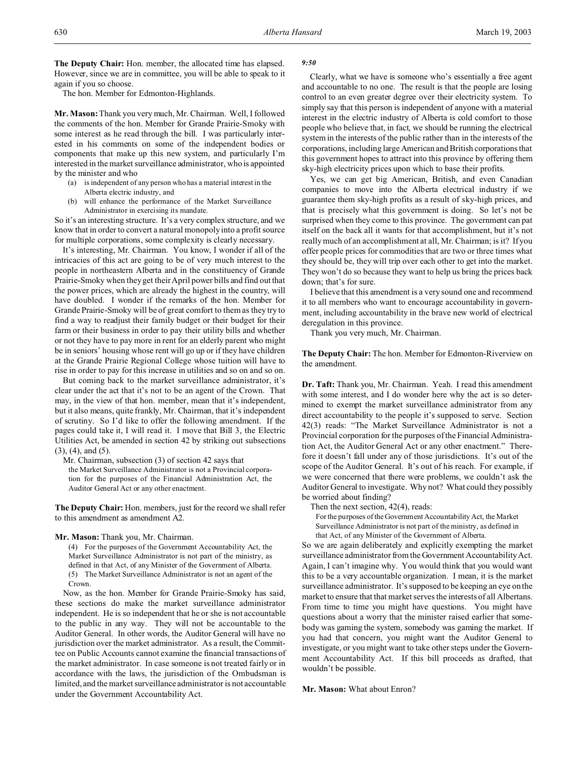**The Deputy Chair:** Hon. member, the allocated time has elapsed. However, since we are in committee, you will be able to speak to it again if you so choose.

The hon. Member for Edmonton-Highlands.

**Mr. Mason:** Thank you very much, Mr. Chairman. Well, I followed the comments of the hon. Member for Grande Prairie-Smoky with some interest as he read through the bill. I was particularly interested in his comments on some of the independent bodies or components that make up this new system, and particularly I'm interested in the market surveillance administrator, who is appointed by the minister and who

> (a) is independent of any person who has a material interest in the Alberta electric industry, and
> (b) will enhance the performance of the Market Surveillance Administrator in exercising its mandate.

So it's an interesting structure. It's a very complex structure, and we know that in order to convert a natural monopoly into a profit source for multiple corporations, some complexity is clearly necessary.

It's interesting, Mr. Chairman. You know, I wonder if all of the intricacies of this act are going to be of very much interest to the people in northeastern Alberta and in the constituency of Grande Prairie-Smoky when they get their April power bills and find out that the power prices, which are already the highest in the country, will have doubled. I wonder if the remarks of the hon. Member for Grande Prairie-Smoky will be of great comfort to them as they try to find a way to readjust their family budget or their budget for their farm or their business in order to pay their utility bills and whether or not they have to pay more in rent for an elderly parent who might be in seniors' housing whose rent will go up or if they have children at the Grande Prairie Regional College whose tuition will have to rise in order to pay for this increase in utilities and so on and so on.

But coming back to the market surveillance administrator, it's clear under the act that it's not to be an agent of the Crown. That may, in the view of that hon. member, mean that it's independent, but it also means, quite frankly, Mr. Chairman, that it's independent of scrutiny. So I'd like to offer the following amendment. If the pages could take it, I will read it. I move that Bill 3, the Electric Utilities Act, be amended in section 42 by striking out subsections (3), (4), and (5).

Mr. Chairman, subsection (3) of section 42 says that

> the Market Surveillance Administrator is not a Provincial corporation for the purposes of the Financial Administration Act, the Auditor General Act or any other enactment.

**The Deputy Chair:** Hon. members, just for the record we shall refer to this amendment as amendment A2.

**Mr. Mason:** Thank you, Mr. Chairman.

> (4) For the purposes of the Government Accountability Act, the Market Surveillance Administrator is not part of the ministry, as defined in that Act, of any Minister of the Government of Alberta.
> (5) The Market Surveillance Administrator is not an agent of the Crown.

Now, as the hon. Member for Grande Prairie-Smoky has said, these sections do make the market surveillance administrator independent. He is so independent that he or she is not accountable to the public in any way. They will not be accountable to the Auditor General. In other words, the Auditor General will have no jurisdiction over the market administrator. As a result, the Committee on Public Accounts cannot examine the financial transactions of the market administrator. In case someone is not treated fairly or in accordance with the laws, the jurisdiction of the Ombudsman is limited, and the market surveillance administrator is not accountable under the Government Accountability Act.

*9:50*

Clearly, what we have is someone who's essentially a free agent and accountable to no one. The result is that the people are losing control to an even greater degree over their electricity system. To simply say that this person is independent of anyone with a material interest in the electric industry of Alberta is cold comfort to those people who believe that, in fact, we should be running the electrical system in the interests of the public rather than in the interests of the corporations, including large American and British corporations that this government hopes to attract into this province by offering them sky-high electricity prices upon which to base their profits.

Yes, we can get big American, British, and even Canadian companies to move into the Alberta electrical industry if we guarantee them sky-high profits as a result of sky-high prices, and that is precisely what this government is doing. So let's not be surprised when they come to this province. The government can pat itself on the back all it wants for that accomplishment, but it's not really much of an accomplishment at all, Mr. Chairman; is it? If you offer people prices for commodities that are two or three times what they should be, they will trip over each other to get into the market. They won't do so because they want to help us bring the prices back down; that's for sure.

I believe that this amendment is a very sound one and recommend it to all members who want to encourage accountability in government, including accountability in the brave new world of electrical deregulation in this province.

Thank you very much, Mr. Chairman.

**The Deputy Chair:** The hon. Member for Edmonton-Riverview on the amendment.

**Dr. Taft:** Thank you, Mr. Chairman. Yeah. I read this amendment with some interest, and I do wonder here why the act is so determined to exempt the market surveillance administrator from any direct accountability to the people it's supposed to serve. Section 42(3) reads: "The Market Surveillance Administrator is not a Provincial corporation for the purposes of the Financial Administration Act, the Auditor General Act or any other enactment." Therefore it doesn't fall under any of those jurisdictions. It's out of the scope of the Auditor General. It's out of his reach. For example, if we were concerned that there were problems, we couldn't ask the Auditor General to investigate. Why not? What could they possibly be worried about finding?

Then the next section, 42(4), reads:

> For the purposes of the Government Accountability Act, the Market Surveillance Administrator is not part of the ministry, as defined in that Act, of any Minister of the Government of Alberta.

So we are again deliberately and explicitly exempting the market surveillance administrator from the Government Accountability Act. Again, I can't imagine why. You would think that you would want this to be a very accountable organization. I mean, it is the market surveillance administrator. It's supposed to be keeping an eye on the market to ensure that that market serves the interests of all Albertans. From time to time you might have questions. You might have questions about a worry that the minister raised earlier that somebody was gaming the system, somebody was gaming the market. If you had that concern, you might want the Auditor General to investigate, or you might want to take other steps under the Government Accountability Act. If this bill proceeds as drafted, that wouldn't be possible.

**Mr. Mason:** What about Enron?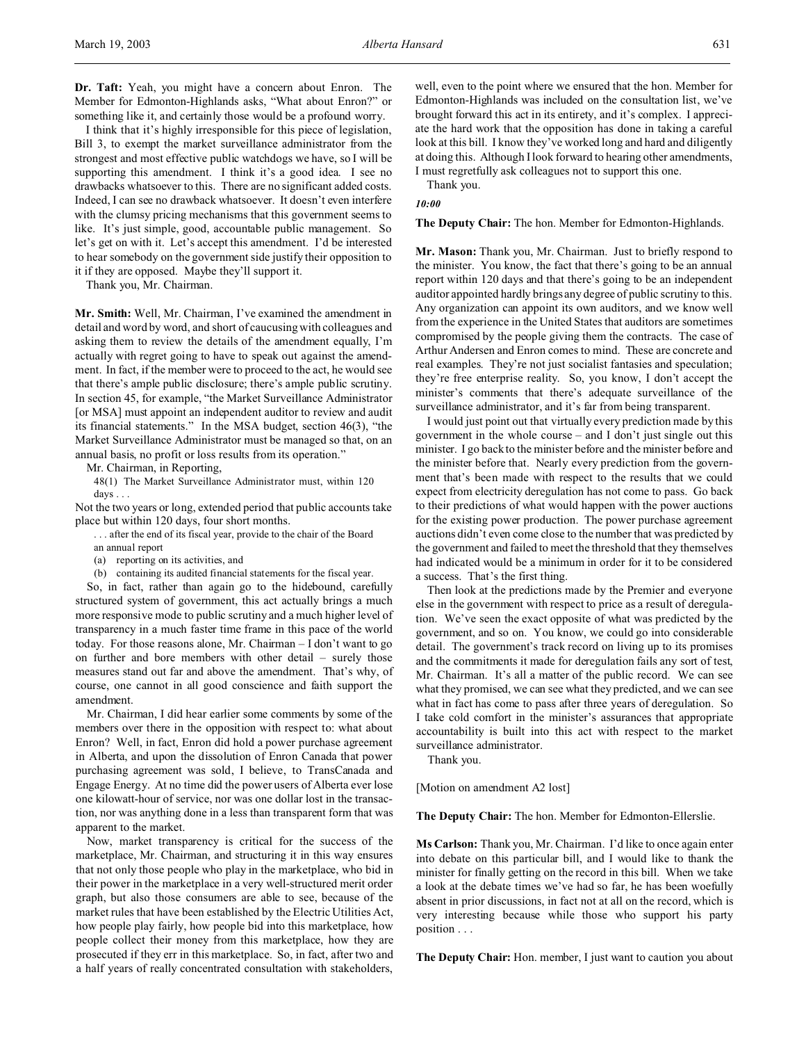**Dr. Taft:** Yeah, you might have a concern about Enron. The Member for Edmonton-Highlands asks, "What about Enron?" or something like it, and certainly those would be a profound worry.

I think that it's highly irresponsible for this piece of legislation, Bill 3, to exempt the market surveillance administrator from the strongest and most effective public watchdogs we have, so I will be supporting this amendment. I think it's a good idea. I see no drawbacks whatsoever to this. There are no significant added costs. Indeed, I can see no drawback whatsoever. It doesn't even interfere with the clumsy pricing mechanisms that this government seems to like. It's just simple, good, accountable public management. So let's get on with it. Let's accept this amendment. I'd be interested to hear somebody on the government side justify their opposition to it if they are opposed. Maybe they'll support it.

Thank you, Mr. Chairman.

**Mr. Smith:** Well, Mr. Chairman, I've examined the amendment in detail and word by word, and short of caucusing with colleagues and asking them to review the details of the amendment equally, I'm actually with regret going to have to speak out against the amendment. In fact, if the member were to proceed to the act, he would see that there's ample public disclosure; there's ample public scrutiny. In section 45, for example, "the Market Surveillance Administrator [or MSA] must appoint an independent auditor to review and audit its financial statements." In the MSA budget, section 46(3), "the Market Surveillance Administrator must be managed so that, on an annual basis, no profit or loss results from its operation."

Mr. Chairman, in Reporting,

> 48(1) The Market Surveillance Administrator must, within 120 days . . .

Not the two years or long, extended period that public accounts take place but within 120 days, four short months.

> . . . after the end of its fiscal year, provide to the chair of the Board an annual report
> (a) reporting on its activities, and
> (b) containing its audited financial statements for the fiscal year.

So, in fact, rather than again go to the hidebound, carefully structured system of government, this act actually brings a much more responsive mode to public scrutiny and a much higher level of transparency in a much faster time frame in this pace of the world today. For those reasons alone, Mr. Chairman – I don't want to go on further and bore members with other detail – surely those measures stand out far and above the amendment. That's why, of course, one cannot in all good conscience and faith support the amendment.

Mr. Chairman, I did hear earlier some comments by some of the members over there in the opposition with respect to: what about Enron? Well, in fact, Enron did hold a power purchase agreement in Alberta, and upon the dissolution of Enron Canada that power purchasing agreement was sold, I believe, to TransCanada and Engage Energy. At no time did the power users of Alberta ever lose one kilowatt-hour of service, nor was one dollar lost in the transaction, nor was anything done in a less than transparent form that was apparent to the market.

Now, market transparency is critical for the success of the marketplace, Mr. Chairman, and structuring it in this way ensures that not only those people who play in the marketplace, who bid in their power in the marketplace in a very well-structured merit order graph, but also those consumers are able to see, because of the market rules that have been established by the Electric Utilities Act, how people play fairly, how people bid into this marketplace, how people collect their money from this marketplace, how they are prosecuted if they err in this marketplace. So, in fact, after two and a half years of really concentrated consultation with stakeholders, well, even to the point where we ensured that the hon. Member for Edmonton-Highlands was included on the consultation list, we've brought forward this act in its entirety, and it's complex. I appreciate the hard work that the opposition has done in taking a careful look at this bill. I know they've worked long and hard and diligently at doing this. Although I look forward to hearing other amendments, I must regretfully ask colleagues not to support this one.

Thank you.

*10:00*

**The Deputy Chair:** The hon. Member for Edmonton-Highlands.

**Mr. Mason:** Thank you, Mr. Chairman. Just to briefly respond to the minister. You know, the fact that there's going to be an annual report within 120 days and that there's going to be an independent auditor appointed hardly brings any degree of public scrutiny to this. Any organization can appoint its own auditors, and we know well from the experience in the United States that auditors are sometimes compromised by the people giving them the contracts. The case of Arthur Andersen and Enron comes to mind. These are concrete and real examples. They're not just socialist fantasies and speculation; they're free enterprise reality. So, you know, I don't accept the minister's comments that there's adequate surveillance of the surveillance administrator, and it's far from being transparent.

I would just point out that virtually every prediction made by this government in the whole course – and I don't just single out this minister. I go back to the minister before and the minister before and the minister before that. Nearly every prediction from the government that's been made with respect to the results that we could expect from electricity deregulation has not come to pass. Go back to their predictions of what would happen with the power auctions for the existing power production. The power purchase agreement auctions didn't even come close to the number that was predicted by the government and failed to meet the threshold that they themselves had indicated would be a minimum in order for it to be considered a success. That's the first thing.

Then look at the predictions made by the Premier and everyone else in the government with respect to price as a result of deregulation. We've seen the exact opposite of what was predicted by the government, and so on. You know, we could go into considerable detail. The government's track record on living up to its promises and the commitments it made for deregulation fails any sort of test, Mr. Chairman. It's all a matter of the public record. We can see what they promised, we can see what they predicted, and we can see what in fact has come to pass after three years of deregulation. So I take cold comfort in the minister's assurances that appropriate accountability is built into this act with respect to the market surveillance administrator.

Thank you.

[Motion on amendment A2 lost]

**The Deputy Chair:** The hon. Member for Edmonton-Ellerslie.

**Ms Carlson:** Thank you, Mr. Chairman. I'd like to once again enter into debate on this particular bill, and I would like to thank the minister for finally getting on the record in this bill. When we take a look at the debate times we've had so far, he has been woefully absent in prior discussions, in fact not at all on the record, which is very interesting because while those who support his party position . . .

**The Deputy Chair:** Hon. member, I just want to caution you about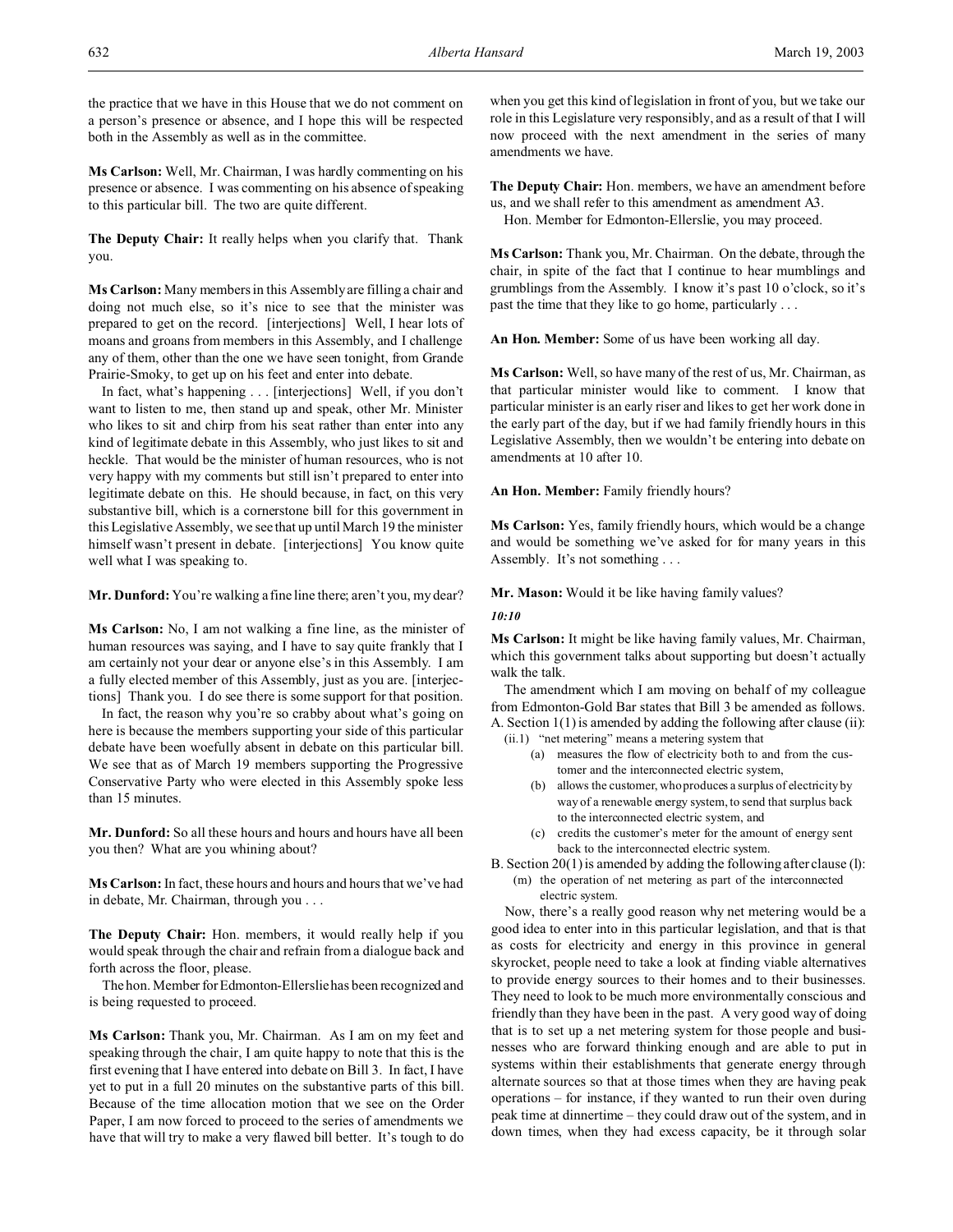the practice that we have in this House that we do not comment on a person's presence or absence, and I hope this will be respected both in the Assembly as well as in the committee.

**Ms Carlson:** Well, Mr. Chairman, I was hardly commenting on his presence or absence. I was commenting on his absence of speaking to this particular bill. The two are quite different.

**The Deputy Chair:** It really helps when you clarify that. Thank you.

**Ms Carlson:** Many members in this Assembly are filling a chair and doing not much else, so it's nice to see that the minister was prepared to get on the record. [interjections] Well, I hear lots of moans and groans from members in this Assembly, and I challenge any of them, other than the one we have seen tonight, from Grande Prairie-Smoky, to get up on his feet and enter into debate.

In fact, what's happening . . . [interjections] Well, if you don't want to listen to me, then stand up and speak, other Mr. Minister who likes to sit and chirp from his seat rather than enter into any kind of legitimate debate in this Assembly, who just likes to sit and heckle. That would be the minister of human resources, who is not very happy with my comments but still isn't prepared to enter into legitimate debate on this. He should because, in fact, on this very substantive bill, which is a cornerstone bill for this government in this Legislative Assembly, we see that up until March 19 the minister himself wasn't present in debate. [interjections] You know quite well what I was speaking to.

**Mr. Dunford:** You're walking a fine line there; aren't you, my dear?

**Ms Carlson:** No, I am not walking a fine line, as the minister of human resources was saying, and I have to say quite frankly that I am certainly not your dear or anyone else's in this Assembly. I am a fully elected member of this Assembly, just as you are. [interjections] Thank you. I do see there is some support for that position.

In fact, the reason why you're so crabby about what's going on here is because the members supporting your side of this particular debate have been woefully absent in debate on this particular bill. We see that as of March 19 members supporting the Progressive Conservative Party who were elected in this Assembly spoke less than 15 minutes.

**Mr. Dunford:** So all these hours and hours and hours have all been you then? What are you whining about?

**Ms Carlson:** In fact, these hours and hours and hours that we've had in debate, Mr. Chairman, through you . . .

**The Deputy Chair:** Hon. members, it would really help if you would speak through the chair and refrain from a dialogue back and forth across the floor, please.

The hon. Member for Edmonton-Ellerslie has been recognized and is being requested to proceed.

**Ms Carlson:** Thank you, Mr. Chairman. As I am on my feet and speaking through the chair, I am quite happy to note that this is the first evening that I have entered into debate on Bill 3. In fact, I have yet to put in a full 20 minutes on the substantive parts of this bill. Because of the time allocation motion that we see on the Order Paper, I am now forced to proceed to the series of amendments we have that will try to make a very flawed bill better. It's tough to do when you get this kind of legislation in front of you, but we take our role in this Legislature very responsibly, and as a result of that I will now proceed with the next amendment in the series of many amendments we have.

**The Deputy Chair:** Hon. members, we have an amendment before us, and we shall refer to this amendment as amendment A3.

Hon. Member for Edmonton-Ellerslie, you may proceed.

**Ms Carlson:** Thank you, Mr. Chairman. On the debate, through the chair, in spite of the fact that I continue to hear mumblings and grumblings from the Assembly. I know it's past 10 o'clock, so it's past the time that they like to go home, particularly . . .

**An Hon. Member:** Some of us have been working all day.

**Ms Carlson:** Well, so have many of the rest of us, Mr. Chairman, as that particular minister would like to comment. I know that particular minister is an early riser and likes to get her work done in the early part of the day, but if we had family friendly hours in this Legislative Assembly, then we wouldn't be entering into debate on amendments at 10 after 10.

**An Hon. Member:** Family friendly hours?

**Ms Carlson:** Yes, family friendly hours, which would be a change and would be something we've asked for for many years in this Assembly. It's not something . . .

**Mr. Mason:** Would it be like having family values?

*10:10*

**Ms Carlson:** It might be like having family values, Mr. Chairman, which this government talks about supporting but doesn't actually walk the talk.

The amendment which I am moving on behalf of my colleague from Edmonton-Gold Bar states that Bill 3 be amended as follows.

A. Section 1(1) is amended by adding the following after clause (ii):
- (ii.1) "net metering" means a metering system that
  - (a) measures the flow of electricity both to and from the customer and the interconnected electric system,
  - (b) allows the customer, who produces a surplus of electricity by way of a renewable energy system, to send that surplus back to the interconnected electric system, and
  - (c) credits the customer's meter for the amount of energy sent back to the interconnected electric system.

B. Section 20(1) is amended by adding the following after clause (l):
- (m) the operation of net metering as part of the interconnected electric system.

Now, there's a really good reason why net metering would be a good idea to enter into in this particular legislation, and that is that as costs for electricity and energy in this province in general skyrocket, people need to take a look at finding viable alternatives to provide energy sources to their homes and to their businesses. They need to look to be much more environmentally conscious and friendly than they have been in the past. A very good way of doing that is to set up a net metering system for those people and businesses who are forward thinking enough and are able to put in systems within their establishments that generate energy through alternate sources so that at those times when they are having peak operations – for instance, if they wanted to run their oven during peak time at dinnertime – they could draw out of the system, and in down times, when they had excess capacity, be it through solar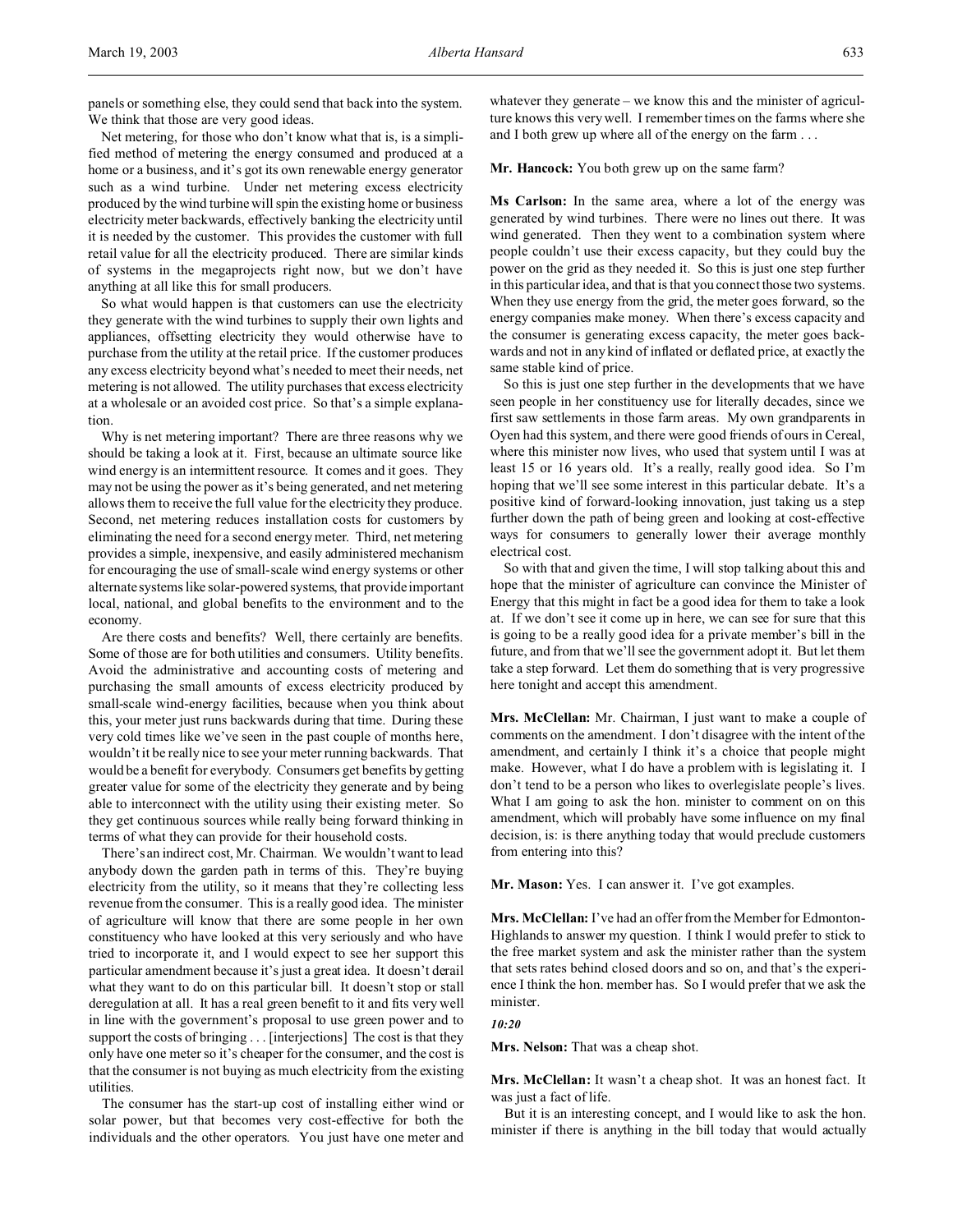panels or something else, they could send that back into the system. We think that those are very good ideas.

Net metering, for those who don't know what that is, is a simplified method of metering the energy consumed and produced at a home or a business, and it's got its own renewable energy generator such as a wind turbine. Under net metering excess electricity produced by the wind turbine will spin the existing home or business electricity meter backwards, effectively banking the electricity until it is needed by the customer. This provides the customer with full retail value for all the electricity produced. There are similar kinds of systems in the megaprojects right now, but we don't have anything at all like this for small producers.

So what would happen is that customers can use the electricity they generate with the wind turbines to supply their own lights and appliances, offsetting electricity they would otherwise have to purchase from the utility at the retail price. If the customer produces any excess electricity beyond what's needed to meet their needs, net metering is not allowed. The utility purchases that excess electricity at a wholesale or an avoided cost price. So that's a simple explanation.

Why is net metering important? There are three reasons why we should be taking a look at it. First, because an ultimate source like wind energy is an intermittent resource. It comes and it goes. They may not be using the power as it's being generated, and net metering allows them to receive the full value for the electricity they produce. Second, net metering reduces installation costs for customers by eliminating the need for a second energy meter. Third, net metering provides a simple, inexpensive, and easily administered mechanism for encouraging the use of small-scale wind energy systems or other alternate systems like solar-powered systems, that provide important local, national, and global benefits to the environment and to the economy.

Are there costs and benefits? Well, there certainly are benefits. Some of those are for both utilities and consumers. Utility benefits. Avoid the administrative and accounting costs of metering and purchasing the small amounts of excess electricity produced by small-scale wind-energy facilities, because when you think about this, your meter just runs backwards during that time. During these very cold times like we've seen in the past couple of months here, wouldn't it be really nice to see your meter running backwards. That would be a benefit for everybody. Consumers get benefits by getting greater value for some of the electricity they generate and by being able to interconnect with the utility using their existing meter. So they get continuous sources while really being forward thinking in terms of what they can provide for their household costs.

There's an indirect cost, Mr. Chairman. We wouldn't want to lead anybody down the garden path in terms of this. They're buying electricity from the utility, so it means that they're collecting less revenue from the consumer. This is a really good idea. The minister of agriculture will know that there are some people in her own constituency who have looked at this very seriously and who have tried to incorporate it, and I would expect to see her support this particular amendment because it's just a great idea. It doesn't derail what they want to do on this particular bill. It doesn't stop or stall deregulation at all. It has a real green benefit to it and fits very well in line with the government's proposal to use green power and to support the costs of bringing . . . [interjections] The cost is that they only have one meter so it's cheaper for the consumer, and the cost is that the consumer is not buying as much electricity from the existing utilities.

The consumer has the start-up cost of installing either wind or solar power, but that becomes very cost-effective for both the individuals and the other operators. You just have one meter and whatever they generate – we know this and the minister of agriculture knows this very well. I remember times on the farms where she and I both grew up where all of the energy on the farm . . .

**Mr. Hancock:** You both grew up on the same farm?

**Ms Carlson:** In the same area, where a lot of the energy was generated by wind turbines. There were no lines out there. It was wind generated. Then they went to a combination system where people couldn't use their excess capacity, but they could buy the power on the grid as they needed it. So this is just one step further in this particular idea, and that is that you connect those two systems. When they use energy from the grid, the meter goes forward, so the energy companies make money. When there's excess capacity and the consumer is generating excess capacity, the meter goes backwards and not in any kind of inflated or deflated price, at exactly the same stable kind of price.

So this is just one step further in the developments that we have seen people in her constituency use for literally decades, since we first saw settlements in those farm areas. My own grandparents in Oyen had this system, and there were good friends of ours in Cereal, where this minister now lives, who used that system until I was at least 15 or 16 years old. It's a really, really good idea. So I'm hoping that we'll see some interest in this particular debate. It's a positive kind of forward-looking innovation, just taking us a step further down the path of being green and looking at cost-effective ways for consumers to generally lower their average monthly electrical cost.

So with that and given the time, I will stop talking about this and hope that the minister of agriculture can convince the Minister of Energy that this might in fact be a good idea for them to take a look at. If we don't see it come up in here, we can see for sure that this is going to be a really good idea for a private member's bill in the future, and from that we'll see the government adopt it. But let them take a step forward. Let them do something that is very progressive here tonight and accept this amendment.

**Mrs. McClellan:** Mr. Chairman, I just want to make a couple of comments on the amendment. I don't disagree with the intent of the amendment, and certainly I think it's a choice that people might make. However, what I do have a problem with is legislating it. I don't tend to be a person who likes to overlegislate people's lives. What I am going to ask the hon. minister to comment on on this amendment, which will probably have some influence on my final decision, is: is there anything today that would preclude customers from entering into this?

**Mr. Mason:** Yes. I can answer it. I've got examples.

**Mrs. McClellan:** I've had an offer from the Member for Edmonton-Highlands to answer my question. I think I would prefer to stick to the free market system and ask the minister rather than the system that sets rates behind closed doors and so on, and that's the experience I think the hon. member has. So I would prefer that we ask the minister.

*10:20*

**Mrs. Nelson:** That was a cheap shot.

**Mrs. McClellan:** It wasn't a cheap shot. It was an honest fact. It was just a fact of life.

But it is an interesting concept, and I would like to ask the hon. minister if there is anything in the bill today that would actually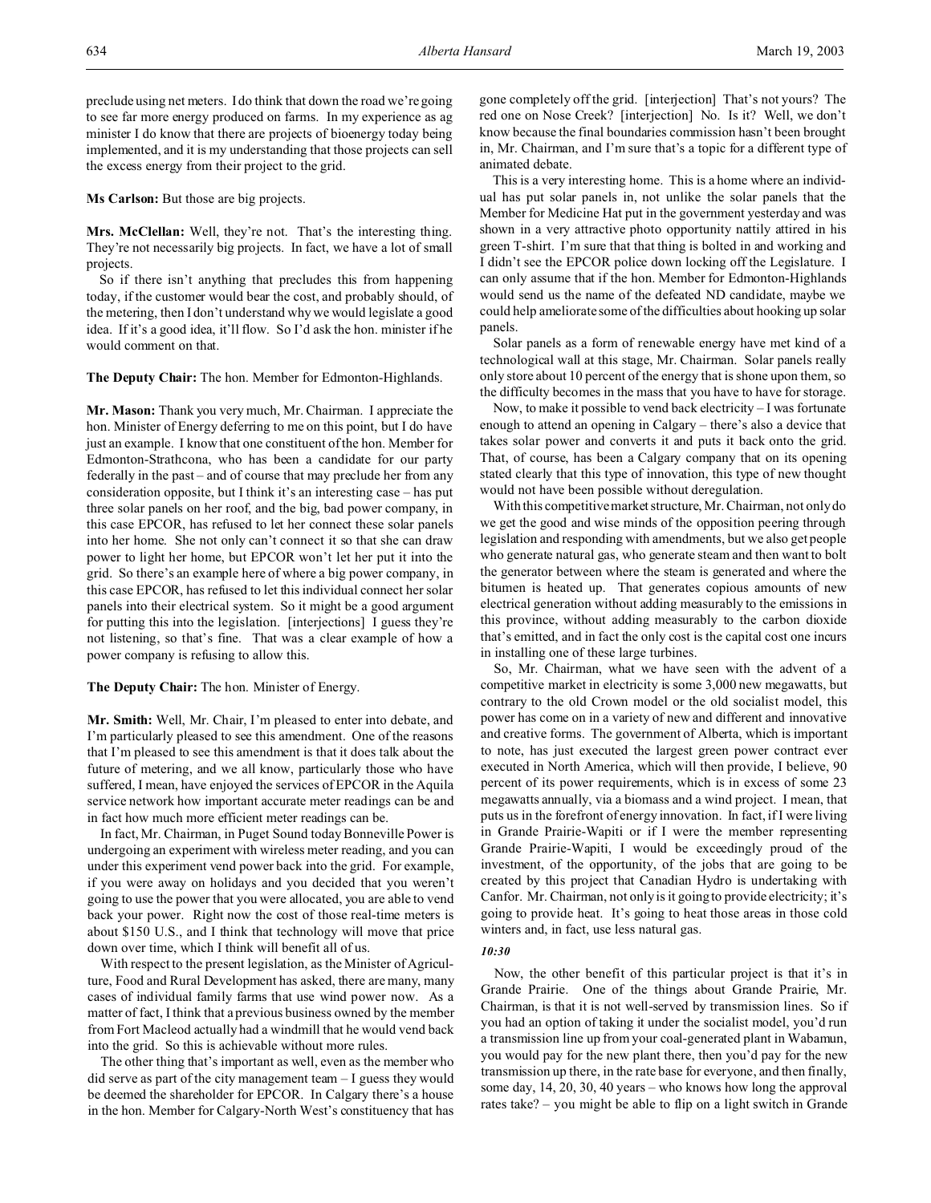preclude using net meters. I do think that down the road we're going to see far more energy produced on farms. In my experience as ag minister I do know that there are projects of bioenergy today being implemented, and it is my understanding that those projects can sell the excess energy from their project to the grid.

**Ms Carlson:** But those are big projects.

**Mrs. McClellan:** Well, they're not. That's the interesting thing. They're not necessarily big projects. In fact, we have a lot of small projects.

So if there isn't anything that precludes this from happening today, if the customer would bear the cost, and probably should, of the metering, then I don't understand why we would legislate a good idea. If it's a good idea, it'll flow. So I'd ask the hon. minister if he would comment on that.

**The Deputy Chair:** The hon. Member for Edmonton-Highlands.

**Mr. Mason:** Thank you very much, Mr. Chairman. I appreciate the hon. Minister of Energy deferring to me on this point, but I do have just an example. I know that one constituent of the hon. Member for Edmonton-Strathcona, who has been a candidate for our party federally in the past – and of course that may preclude her from any consideration opposite, but I think it's an interesting case – has put three solar panels on her roof, and the big, bad power company, in this case EPCOR, has refused to let her connect these solar panels into her home. She not only can't connect it so that she can draw power to light her home, but EPCOR won't let her put it into the grid. So there's an example here of where a big power company, in this case EPCOR, has refused to let this individual connect her solar panels into their electrical system. So it might be a good argument for putting this into the legislation. [interjections] I guess they're not listening, so that's fine. That was a clear example of how a power company is refusing to allow this.

**The Deputy Chair:** The hon. Minister of Energy.

**Mr. Smith:** Well, Mr. Chair, I'm pleased to enter into debate, and I'm particularly pleased to see this amendment. One of the reasons that I'm pleased to see this amendment is that it does talk about the future of metering, and we all know, particularly those who have suffered, I mean, have enjoyed the services of EPCOR in the Aquila service network how important accurate meter readings can be and in fact how much more efficient meter readings can be.

In fact, Mr. Chairman, in Puget Sound today Bonneville Power is undergoing an experiment with wireless meter reading, and you can under this experiment vend power back into the grid. For example, if you were away on holidays and you decided that you weren't going to use the power that you were allocated, you are able to vend back your power. Right now the cost of those real-time meters is about $150 U.S., and I think that technology will move that price down over time, which I think will benefit all of us.

With respect to the present legislation, as the Minister of Agriculture, Food and Rural Development has asked, there are many, many cases of individual family farms that use wind power now. As a matter of fact, I think that a previous business owned by the member from Fort Macleod actually had a windmill that he would vend back into the grid. So this is achievable without more rules.

The other thing that's important as well, even as the member who did serve as part of the city management team – I guess they would be deemed the shareholder for EPCOR. In Calgary there's a house in the hon. Member for Calgary-North West's constituency that has gone completely off the grid. [interjection] That's not yours? The red one on Nose Creek? [interjection] No. Is it? Well, we don't know because the final boundaries commission hasn't been brought in, Mr. Chairman, and I'm sure that's a topic for a different type of animated debate.

This is a very interesting home. This is a home where an individual has put solar panels in, not unlike the solar panels that the Member for Medicine Hat put in the government yesterday and was shown in a very attractive photo opportunity nattily attired in his green T-shirt. I'm sure that that thing is bolted in and working and I didn't see the EPCOR police down locking off the Legislature. I can only assume that if the hon. Member for Edmonton-Highlands would send us the name of the defeated ND candidate, maybe we could help ameliorate some of the difficulties about hooking up solar panels.

Solar panels as a form of renewable energy have met kind of a technological wall at this stage, Mr. Chairman. Solar panels really only store about 10 percent of the energy that is shone upon them, so the difficulty becomes in the mass that you have to have for storage.

Now, to make it possible to vend back electricity – I was fortunate enough to attend an opening in Calgary – there's also a device that takes solar power and converts it and puts it back onto the grid. That, of course, has been a Calgary company that on its opening stated clearly that this type of innovation, this type of new thought would not have been possible without deregulation.

With this competitive market structure, Mr. Chairman, not only do we get the good and wise minds of the opposition peering through legislation and responding with amendments, but we also get people who generate natural gas, who generate steam and then want to bolt the generator between where the steam is generated and where the bitumen is heated up. That generates copious amounts of new electrical generation without adding measurably to the emissions in this province, without adding measurably to the carbon dioxide that's emitted, and in fact the only cost is the capital cost one incurs in installing one of these large turbines.

So, Mr. Chairman, what we have seen with the advent of a competitive market in electricity is some 3,000 new megawatts, but contrary to the old Crown model or the old socialist model, this power has come on in a variety of new and different and innovative and creative forms. The government of Alberta, which is important to note, has just executed the largest green power contract ever executed in North America, which will then provide, I believe, 90 percent of its power requirements, which is in excess of some 23 megawatts annually, via a biomass and a wind project. I mean, that puts us in the forefront of energy innovation. In fact, if I were living in Grande Prairie-Wapiti or if I were the member representing Grande Prairie-Wapiti, I would be exceedingly proud of the investment, of the opportunity, of the jobs that are going to be created by this project that Canadian Hydro is undertaking with Canfor. Mr. Chairman, not only is it going to provide electricity; it's going to provide heat. It's going to heat those areas in those cold winters and, in fact, use less natural gas.

*10:30*

Now, the other benefit of this particular project is that it's in Grande Prairie. One of the things about Grande Prairie, Mr. Chairman, is that it is not well-served by transmission lines. So if you had an option of taking it under the socialist model, you'd run a transmission line up from your coal-generated plant in Wabamun, you would pay for the new plant there, then you'd pay for the new transmission up there, in the rate base for everyone, and then finally, some day, 14, 20, 30, 40 years – who knows how long the approval rates take? – you might be able to flip on a light switch in Grande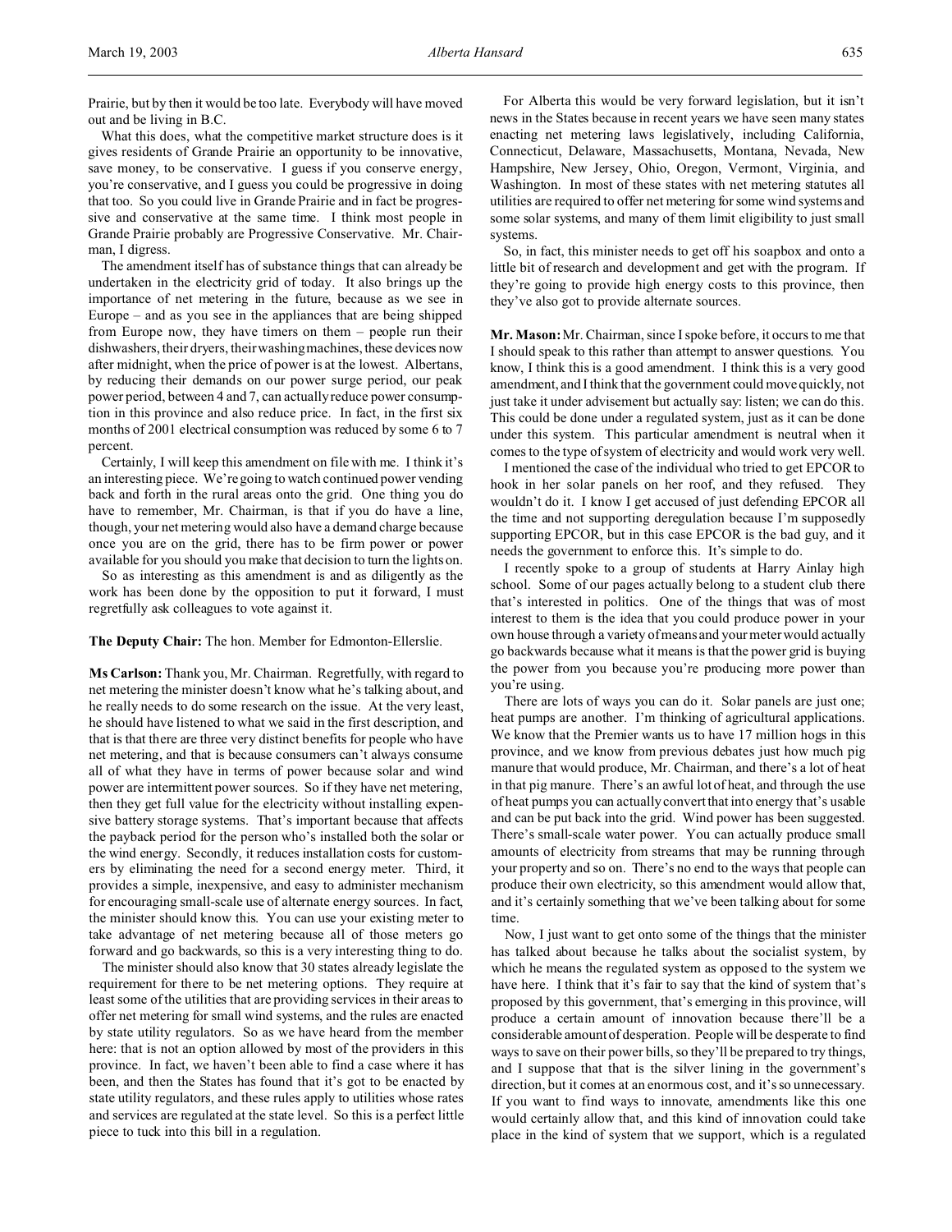Prairie, but by then it would be too late. Everybody will have moved out and be living in B.C.

What this does, what the competitive market structure does is it gives residents of Grande Prairie an opportunity to be innovative, save money, to be conservative. I guess if you conserve energy, you're conservative, and I guess you could be progressive in doing that too. So you could live in Grande Prairie and in fact be progressive and conservative at the same time. I think most people in Grande Prairie probably are Progressive Conservative. Mr. Chairman, I digress.

The amendment itself has of substance things that can already be undertaken in the electricity grid of today. It also brings up the importance of net metering in the future, because as we see in Europe – and as you see in the appliances that are being shipped from Europe now, they have timers on them – people run their dishwashers, their dryers, their washing machines, these devices now after midnight, when the price of power is at the lowest. Albertans, by reducing their demands on our power surge period, our peak power period, between 4 and 7, can actually reduce power consumption in this province and also reduce price. In fact, in the first six months of 2001 electrical consumption was reduced by some 6 to 7 percent.

Certainly, I will keep this amendment on file with me. I think it's an interesting piece. We're going to watch continued power vending back and forth in the rural areas onto the grid. One thing you do have to remember, Mr. Chairman, is that if you do have a line, though, your net metering would also have a demand charge because once you are on the grid, there has to be firm power or power available for you should you make that decision to turn the lights on.

So as interesting as this amendment is and as diligently as the work has been done by the opposition to put it forward, I must regretfully ask colleagues to vote against it.

**The Deputy Chair:** The hon. Member for Edmonton-Ellerslie.

**Ms Carlson:** Thank you, Mr. Chairman. Regretfully, with regard to net metering the minister doesn't know what he's talking about, and he really needs to do some research on the issue. At the very least, he should have listened to what we said in the first description, and that is that there are three very distinct benefits for people who have net metering, and that is because consumers can't always consume all of what they have in terms of power because solar and wind power are intermittent power sources. So if they have net metering, then they get full value for the electricity without installing expensive battery storage systems. That's important because that affects the payback period for the person who's installed both the solar or the wind energy. Secondly, it reduces installation costs for customers by eliminating the need for a second energy meter. Third, it provides a simple, inexpensive, and easy to administer mechanism for encouraging small-scale use of alternate energy sources. In fact, the minister should know this. You can use your existing meter to take advantage of net metering because all of those meters go forward and go backwards, so this is a very interesting thing to do.

The minister should also know that 30 states already legislate the requirement for there to be net metering options. They require at least some of the utilities that are providing services in their areas to offer net metering for small wind systems, and the rules are enacted by state utility regulators. So as we have heard from the member here: that is not an option allowed by most of the providers in this province. In fact, we haven't been able to find a case where it has been, and then the States has found that it's got to be enacted by state utility regulators, and these rules apply to utilities whose rates and services are regulated at the state level. So this is a perfect little piece to tuck into this bill in a regulation.

For Alberta this would be very forward legislation, but it isn't news in the States because in recent years we have seen many states enacting net metering laws legislatively, including California, Connecticut, Delaware, Massachusetts, Montana, Nevada, New Hampshire, New Jersey, Ohio, Oregon, Vermont, Virginia, and Washington. In most of these states with net metering statutes all utilities are required to offer net metering for some wind systems and some solar systems, and many of them limit eligibility to just small systems.

So, in fact, this minister needs to get off his soapbox and onto a little bit of research and development and get with the program. If they're going to provide high energy costs to this province, then they've also got to provide alternate sources.

**Mr. Mason:** Mr. Chairman, since I spoke before, it occurs to me that I should speak to this rather than attempt to answer questions. You know, I think this is a good amendment. I think this is a very good amendment, and I think that the government could move quickly, not just take it under advisement but actually say: listen; we can do this. This could be done under a regulated system, just as it can be done under this system. This particular amendment is neutral when it comes to the type of system of electricity and would work very well.

I mentioned the case of the individual who tried to get EPCOR to hook in her solar panels on her roof, and they refused. They wouldn't do it. I know I get accused of just defending EPCOR all the time and not supporting deregulation because I'm supposedly supporting EPCOR, but in this case EPCOR is the bad guy, and it needs the government to enforce this. It's simple to do.

I recently spoke to a group of students at Harry Ainlay high school. Some of our pages actually belong to a student club there that's interested in politics. One of the things that was of most interest to them is the idea that you could produce power in your own house through a variety of means and your meter would actually go backwards because what it means is that the power grid is buying the power from you because you're producing more power than you're using.

There are lots of ways you can do it. Solar panels are just one; heat pumps are another. I'm thinking of agricultural applications. We know that the Premier wants us to have 17 million hogs in this province, and we know from previous debates just how much pig manure that would produce, Mr. Chairman, and there's a lot of heat in that pig manure. There's an awful lot of heat, and through the use of heat pumps you can actually convert that into energy that's usable and can be put back into the grid. Wind power has been suggested. There's small-scale water power. You can actually produce small amounts of electricity from streams that may be running through your property and so on. There's no end to the ways that people can produce their own electricity, so this amendment would allow that, and it's certainly something that we've been talking about for some time.

Now, I just want to get onto some of the things that the minister has talked about because he talks about the socialist system, by which he means the regulated system as opposed to the system we have here. I think that it's fair to say that the kind of system that's proposed by this government, that's emerging in this province, will produce a certain amount of innovation because there'll be a considerable amount of desperation. People will be desperate to find ways to save on their power bills, so they'll be prepared to try things, and I suppose that that is the silver lining in the government's direction, but it comes at an enormous cost, and it's so unnecessary. If you want to find ways to innovate, amendments like this one would certainly allow that, and this kind of innovation could take place in the kind of system that we support, which is a regulated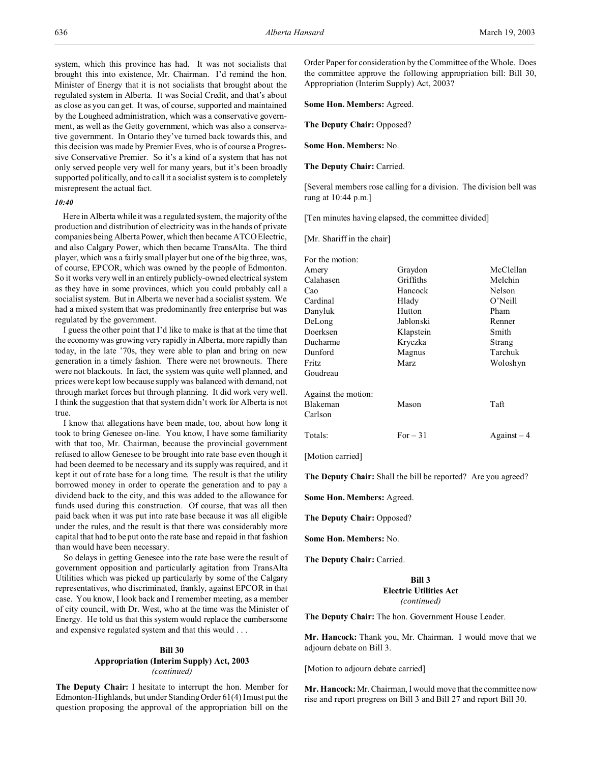system, which this province has had. It was not socialists that brought this into existence, Mr. Chairman. I'd remind the hon. Minister of Energy that it is not socialists that brought about the regulated system in Alberta. It was Social Credit, and that's about as close as you can get. It was, of course, supported and maintained by the Lougheed administration, which was a conservative government, as well as the Getty government, which was also a conservative government. In Ontario they've turned back towards this, and this decision was made by Premier Eves, who is of course a Progressive Conservative Premier. So it's a kind of a system that has not only served people very well for many years, but it's been broadly supported politically, and to call it a socialist system is to completely misrepresent the actual fact.

*10:40*

Here in Alberta while it was a regulated system, the majority of the production and distribution of electricity was in the hands of private companies being Alberta Power, which then became ATCO Electric, and also Calgary Power, which then became TransAlta. The third player, which was a fairly small player but one of the big three, was, of course, EPCOR, which was owned by the people of Edmonton. So it works very well in an entirely publicly-owned electrical system as they have in some provinces, which you could probably call a socialist system. But in Alberta we never had a socialist system. We had a mixed system that was predominantly free enterprise but was regulated by the government.

I guess the other point that I'd like to make is that at the time that the economy was growing very rapidly in Alberta, more rapidly than today, in the late '70s, they were able to plan and bring on new generation in a timely fashion. There were not brownouts. There were not blackouts. In fact, the system was quite well planned, and prices were kept low because supply was balanced with demand, not through market forces but through planning. It did work very well. I think the suggestion that that system didn't work for Alberta is not true.

I know that allegations have been made, too, about how long it took to bring Genesee on-line. You know, I have some familiarity with that too, Mr. Chairman, because the provincial government refused to allow Genesee to be brought into rate base even though it had been deemed to be necessary and its supply was required, and it kept it out of rate base for a long time. The result is that the utility borrowed money in order to operate the generation and to pay a dividend back to the city, and this was added to the allowance for funds used during this construction. Of course, that was all then paid back when it was put into rate base because it was all eligible under the rules, and the result is that there was considerably more capital that had to be put onto the rate base and repaid in that fashion than would have been necessary.

So delays in getting Genesee into the rate base were the result of government opposition and particularly agitation from TransAlta Utilities which was picked up particularly by some of the Calgary representatives, who discriminated, frankly, against EPCOR in that case. You know, I look back and I remember meeting, as a member of city council, with Dr. West, who at the time was the Minister of Energy. He told us that this system would replace the cumbersome and expensive regulated system and that this would . . .

## Bill 30
## Appropriation (Interim Supply) Act, 2003
*(continued)*

**The Deputy Chair:** I hesitate to interrupt the hon. Member for Edmonton-Highlands, but under Standing Order 61(4) I must put the question proposing the approval of the appropriation bill on the Order Paper for consideration by the Committee of the Whole. Does the committee approve the following appropriation bill: Bill 30, Appropriation (Interim Supply) Act, 2003?

**Some Hon. Members:** Agreed.

**The Deputy Chair:** Opposed?

**Some Hon. Members:** No.

**The Deputy Chair:** Carried.

[Several members rose calling for a division. The division bell was rung at 10:44 p.m.]

[Ten minutes having elapsed, the committee divided]

[Mr. Shariff in the chair]

For the motion:

| | | |
|---|---|---|
| Amery | Graydon | McClellan |
| Calahasen | Griffiths | Melchin |
| Cao | Hancock | Nelson |
| Cardinal | Hlady | O'Neill |
| Danyluk | Hutton | Pham |
| DeLong | Jablonski | Renner |
| Doerksen | Klapstein | Smith |
| Ducharme | Kryczka | Strang |
| Dunford | Magnus | Tarchuk |
| Fritz | Marz | Woloshyn |
| Goudreau | | |

Against the motion:

| | | |
|---|---|---|
| Blakeman | Mason | Taft |
| Carlson | | |

| | | |
|---|---|---|
| Totals: | For – 31 | Against – 4 |

[Motion carried]

**The Deputy Chair:** Shall the bill be reported? Are you agreed?

**Some Hon. Members:** Agreed.

**The Deputy Chair:** Opposed?

**Some Hon. Members:** No.

**The Deputy Chair:** Carried.

## Bill 3
## Electric Utilities Act
*(continued)*

**The Deputy Chair:** The hon. Government House Leader.

**Mr. Hancock:** Thank you, Mr. Chairman. I would move that we adjourn debate on Bill 3.

[Motion to adjourn debate carried]

**Mr. Hancock:** Mr. Chairman, I would move that the committee now rise and report progress on Bill 3 and Bill 27 and report Bill 30.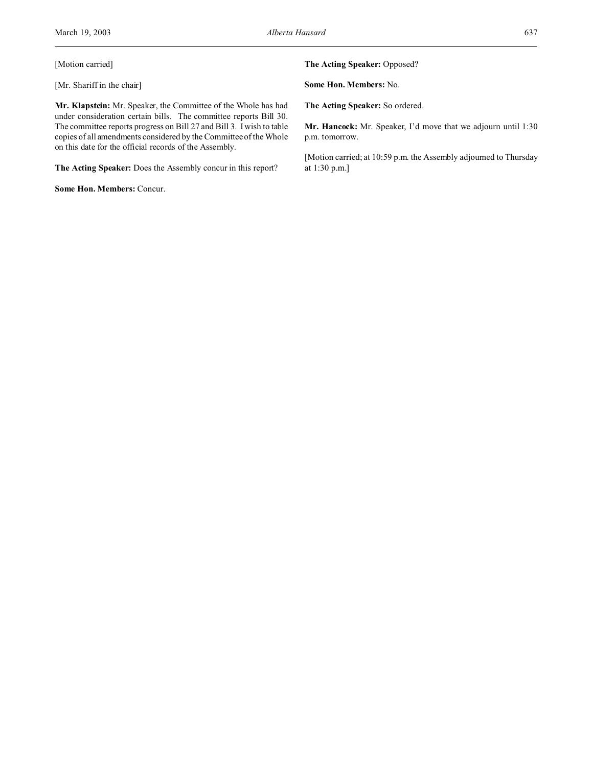[Motion carried]

[Mr. Shariff in the chair]

**Mr. Klapstein:** Mr. Speaker, the Committee of the Whole has had under consideration certain bills. The committee reports Bill 30. The committee reports progress on Bill 27 and Bill 3. I wish to table copies of all amendments considered by the Committee of the Whole on this date for the official records of the Assembly.

**The Acting Speaker:** Does the Assembly concur in this report?

**Some Hon. Members:** Concur.

**The Acting Speaker:** Opposed?

**Some Hon. Members:** No.

**The Acting Speaker:** So ordered.

**Mr. Hancock:** Mr. Speaker, I'd move that we adjourn until 1:30 p.m. tomorrow.

[Motion carried; at 10:59 p.m. the Assembly adjourned to Thursday at 1:30 p.m.]